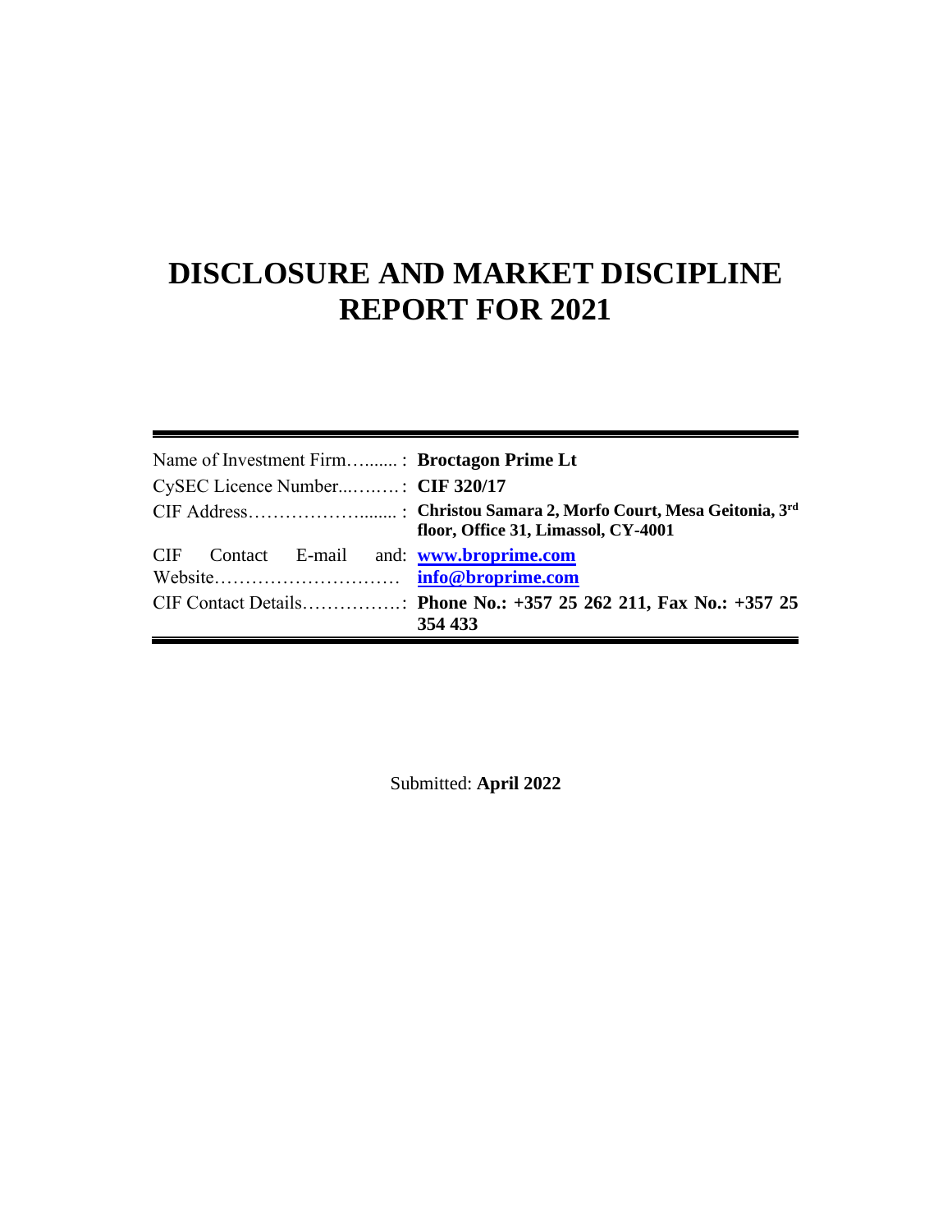# DISCLOSURE AND MARKET DISCIPLINE REPORT FOR 2021

| | |
|---|---|
| Name of Investment Firm…....... : | **Broctagon Prime Lt** |
| CySEC Licence Number...….….: | **CIF 320/17** |
| CIF Address………………........ : | **Christou Samara 2, Morfo Court, Mesa Geitonia, 3rd floor, Office 31, Limassol, CY-4001** |
| CIF Contact E-mail and: Website………………………… | **www.broprime.com** **info@broprime.com** |
| CIF Contact Details…………….: | **Phone No.: +357 25 262 211, Fax No.: +357 25 354 433** |

Submitted: **April 2022**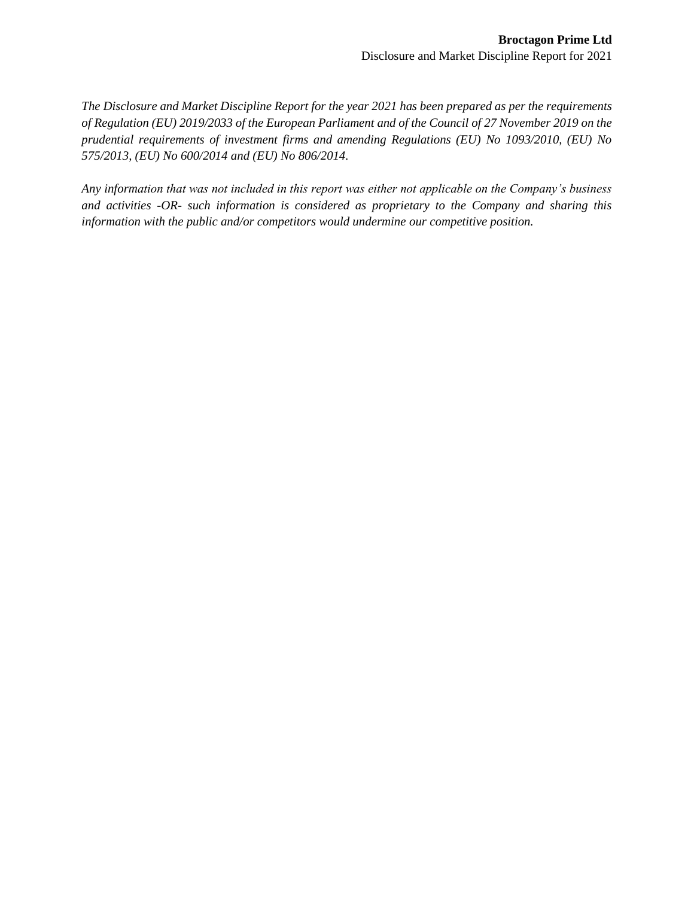*The Disclosure and Market Discipline Report for the year 2021 has been prepared as per the requirements of Regulation (EU) 2019/2033 of the European Parliament and of the Council of 27 November 2019 on the prudential requirements of investment firms and amending Regulations (EU) No 1093/2010, (EU) No 575/2013, (EU) No 600/2014 and (EU) No 806/2014.*

*Any information that was not included in this report was either not applicable on the Company's business and activities -OR- such information is considered as proprietary to the Company and sharing this information with the public and/or competitors would undermine our competitive position.*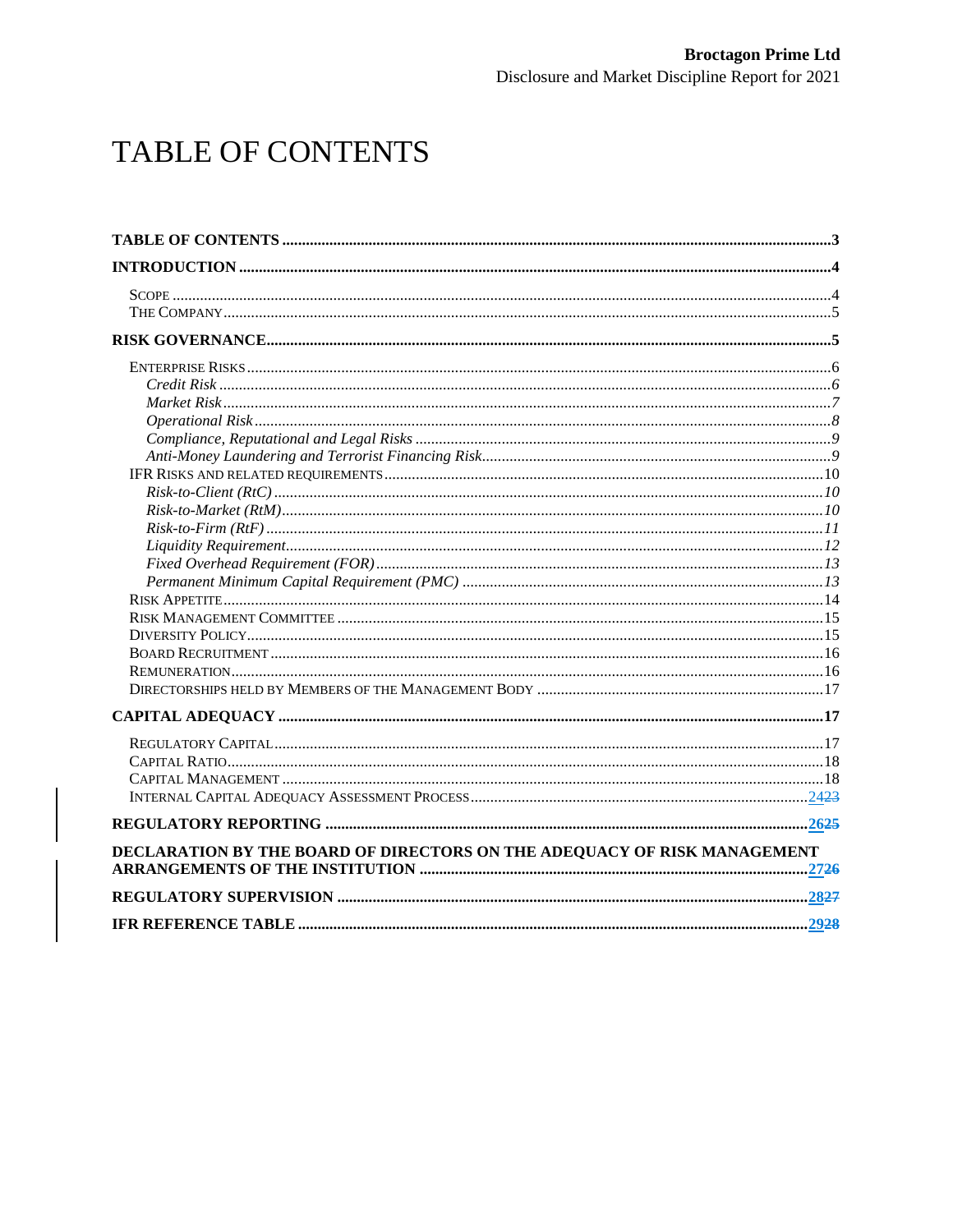# TABLE OF CONTENTS

**TABLE OF CONTENTS** ........................................................ 3

**INTRODUCTION** ........................................................ 4

- SCOPE ........................................................ 4
- THE COMPANY ........................................................ 5

**RISK GOVERNANCE** ........................................................ 5

- ENTERPRISE RISKS ........................................................ 6
  - *Credit Risk* ........................................................ 6
  - *Market Risk* ........................................................ 7
  - *Operational Risk* ........................................................ 8
  - *Compliance, Reputational and Legal Risks* ........................................................ 9
  - *Anti-Money Laundering and Terrorist Financing Risk* ........................................................ 9
- IFR RISKS AND RELATED REQUIREMENTS ........................................................ 10
  - *Risk-to-Client (RtC)* ........................................................ 10
  - *Risk-to-Market (RtM)* ........................................................ 10
  - *Risk-to-Firm (RtF)* ........................................................ 11
  - *Liquidity Requirement* ........................................................ 12
  - *Fixed Overhead Requirement (FOR)* ........................................................ 13
  - *Permanent Minimum Capital Requirement (PMC)* ........................................................ 13
- RISK APPETITE ........................................................ 14
- RISK MANAGEMENT COMMITTEE ........................................................ 15
- DIVERSITY POLICY ........................................................ 15
- BOARD RECRUITMENT ........................................................ 16
- REMUNERATION ........................................................ 16
- DIRECTORSHIPS HELD BY MEMBERS OF THE MANAGEMENT BODY ........................................................ 17

**CAPITAL ADEQUACY** ........................................................ 17

- REGULATORY CAPITAL ........................................................ 17
- CAPITAL RATIO ........................................................ 18
- CAPITAL MANAGEMENT ........................................................ 18
- INTERNAL CAPITAL ADEQUACY ASSESSMENT PROCESS ........................................................ 24~~23~~

**REGULATORY REPORTING** ........................................................ 26~~25~~

**DECLARATION BY THE BOARD OF DIRECTORS ON THE ADEQUACY OF RISK MANAGEMENT ARRANGEMENTS OF THE INSTITUTION** ........................................................ 27~~26~~

**REGULATORY SUPERVISION** ........................................................ 28~~27~~

**IFR REFERENCE TABLE** ........................................................ 29~~28~~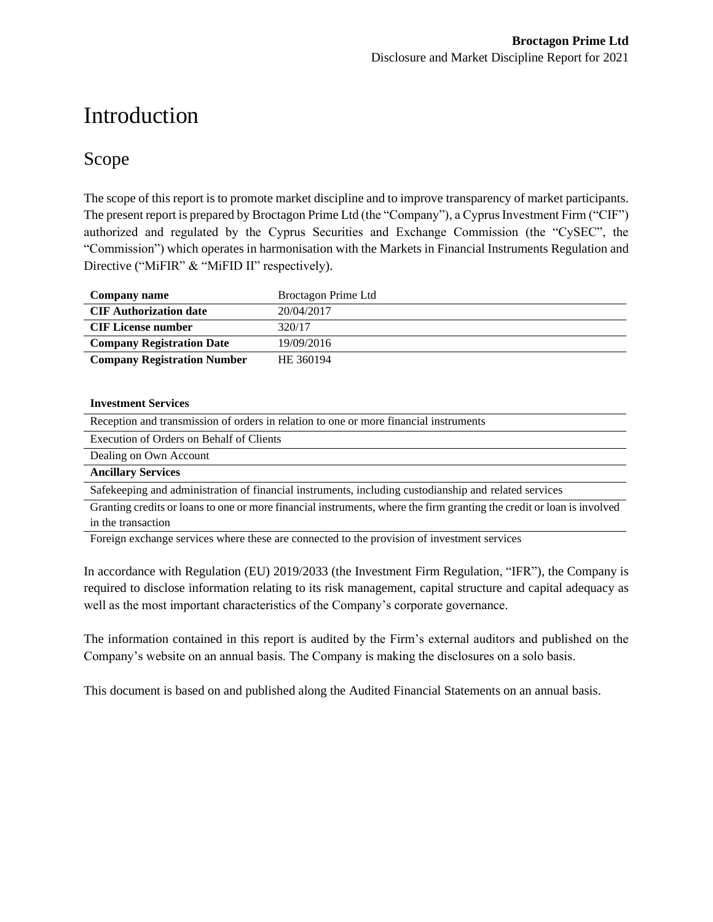# Introduction

## Scope

The scope of this report is to promote market discipline and to improve transparency of market participants. The present report is prepared by Broctagon Prime Ltd (the "Company"), a Cyprus Investment Firm ("CIF") authorized and regulated by the Cyprus Securities and Exchange Commission (the "CySEC", the "Commission") which operates in harmonisation with the Markets in Financial Instruments Regulation and Directive ("MiFIR" & "MiFID II" respectively).

| | |
|---|---|
| **Company name** | Broctagon Prime Ltd |
| **CIF Authorization date** | 20/04/2017 |
| **CIF License number** | 320/17 |
| **Company Registration Date** | 19/09/2016 |
| **Company Registration Number** | HE 360194 |

| **Investment Services** |
|---|
| Reception and transmission of orders in relation to one or more financial instruments |
| Execution of Orders on Behalf of Clients |
| Dealing on Own Account |
| **Ancillary Services** |
| Safekeeping and administration of financial instruments, including custodianship and related services |
| Granting credits or loans to one or more financial instruments, where the firm granting the credit or loan is involved in the transaction |
| Foreign exchange services where these are connected to the provision of investment services |

In accordance with Regulation (EU) 2019/2033 (the Investment Firm Regulation, "IFR"), the Company is required to disclose information relating to its risk management, capital structure and capital adequacy as well as the most important characteristics of the Company's corporate governance.

The information contained in this report is audited by the Firm's external auditors and published on the Company's website on an annual basis. The Company is making the disclosures on a solo basis.

This document is based on and published along the Audited Financial Statements on an annual basis.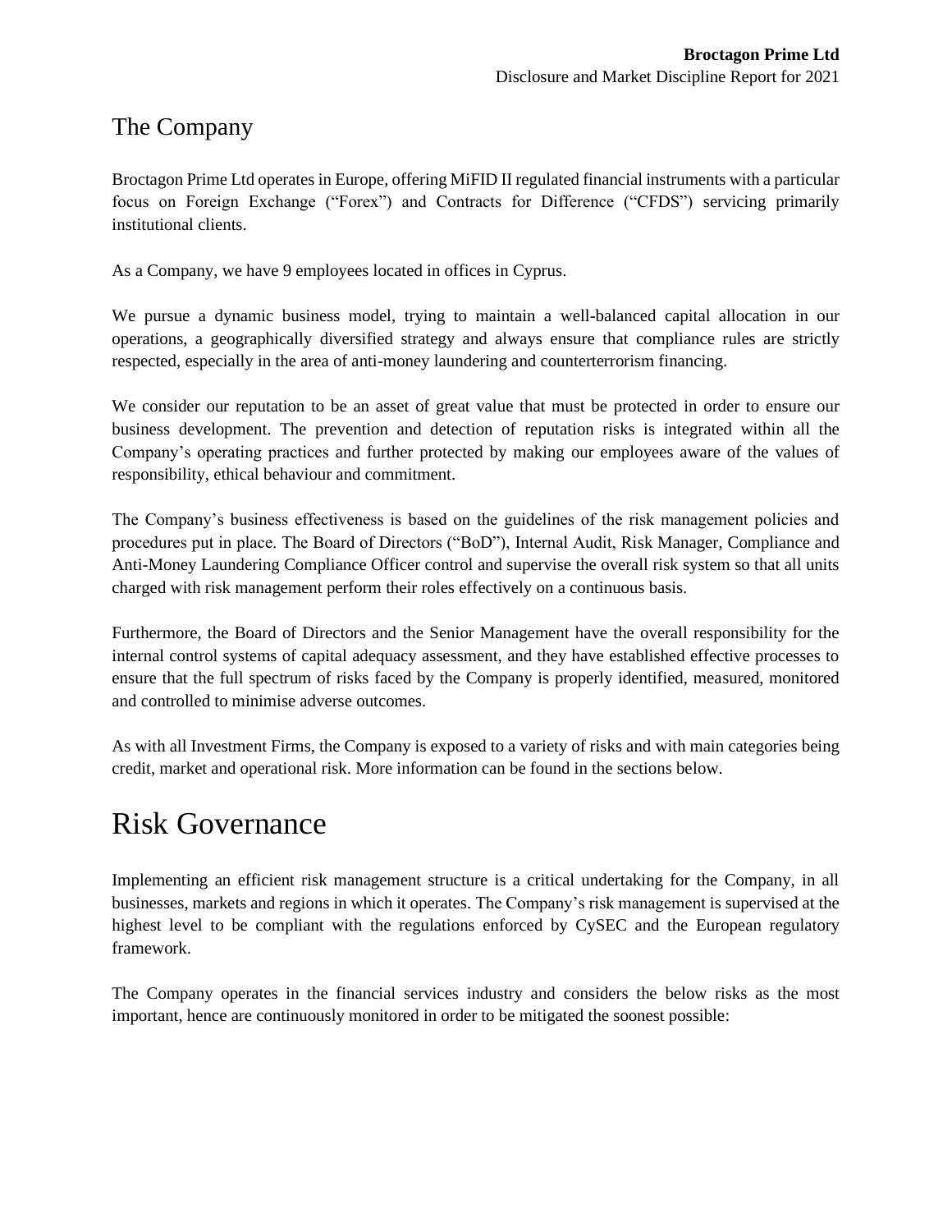## The Company

Broctagon Prime Ltd operates in Europe, offering MiFID II regulated financial instruments with a particular focus on Foreign Exchange ("Forex") and Contracts for Difference ("CFDS") servicing primarily institutional clients.

As a Company, we have 9 employees located in offices in Cyprus.

We pursue a dynamic business model, trying to maintain a well-balanced capital allocation in our operations, a geographically diversified strategy and always ensure that compliance rules are strictly respected, especially in the area of anti-money laundering and counterterrorism financing.

We consider our reputation to be an asset of great value that must be protected in order to ensure our business development. The prevention and detection of reputation risks is integrated within all the Company's operating practices and further protected by making our employees aware of the values of responsibility, ethical behaviour and commitment.

The Company's business effectiveness is based on the guidelines of the risk management policies and procedures put in place. The Board of Directors ("BoD"), Internal Audit, Risk Manager, Compliance and Anti-Money Laundering Compliance Officer control and supervise the overall risk system so that all units charged with risk management perform their roles effectively on a continuous basis.

Furthermore, the Board of Directors and the Senior Management have the overall responsibility for the internal control systems of capital adequacy assessment, and they have established effective processes to ensure that the full spectrum of risks faced by the Company is properly identified, measured, monitored and controlled to minimise adverse outcomes.

As with all Investment Firms, the Company is exposed to a variety of risks and with main categories being credit, market and operational risk. More information can be found in the sections below.

# Risk Governance

Implementing an efficient risk management structure is a critical undertaking for the Company, in all businesses, markets and regions in which it operates. The Company's risk management is supervised at the highest level to be compliant with the regulations enforced by CySEC and the European regulatory framework.

The Company operates in the financial services industry and considers the below risks as the most important, hence are continuously monitored in order to be mitigated the soonest possible: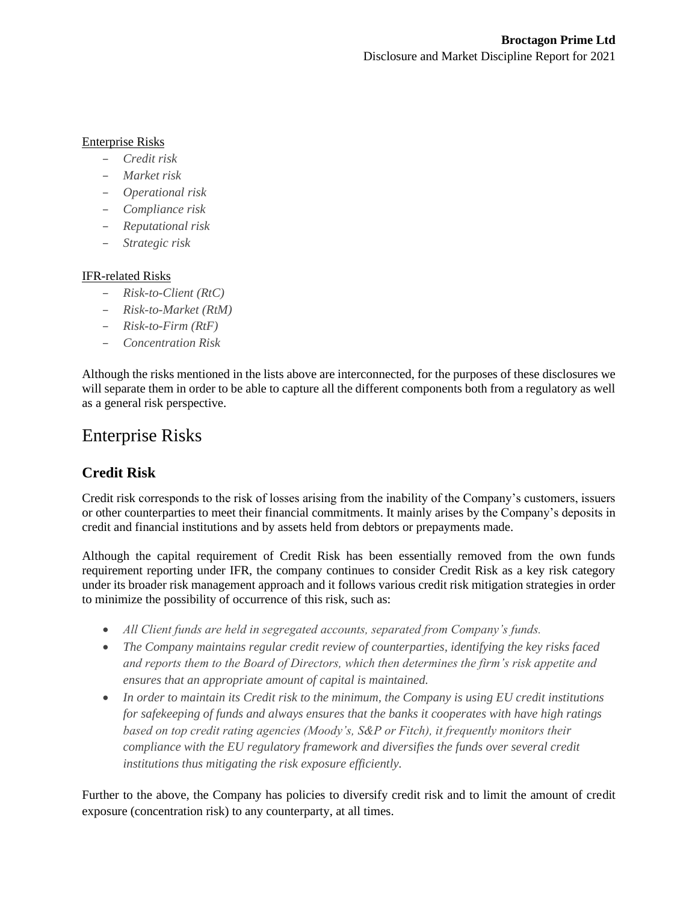Enterprise Risks

- *Credit risk*
- *Market risk*
- *Operational risk*
- *Compliance risk*
- *Reputational risk*
- *Strategic risk*

IFR-related Risks

- *Risk-to-Client (RtC)*
- *Risk-to-Market (RtM)*
- *Risk-to-Firm (RtF)*
- *Concentration Risk*

Although the risks mentioned in the lists above are interconnected, for the purposes of these disclosures we will separate them in order to be able to capture all the different components both from a regulatory as well as a general risk perspective.

# Enterprise Risks

## Credit Risk

Credit risk corresponds to the risk of losses arising from the inability of the Company's customers, issuers or other counterparties to meet their financial commitments. It mainly arises by the Company's deposits in credit and financial institutions and by assets held from debtors or prepayments made.

Although the capital requirement of Credit Risk has been essentially removed from the own funds requirement reporting under IFR, the company continues to consider Credit Risk as a key risk category under its broader risk management approach and it follows various credit risk mitigation strategies in order to minimize the possibility of occurrence of this risk, such as:

- *All Client funds are held in segregated accounts, separated from Company's funds.*
- *The Company maintains regular credit review of counterparties, identifying the key risks faced and reports them to the Board of Directors, which then determines the firm's risk appetite and ensures that an appropriate amount of capital is maintained.*
- *In order to maintain its Credit risk to the minimum, the Company is using EU credit institutions for safekeeping of funds and always ensures that the banks it cooperates with have high ratings based on top credit rating agencies (Moody's, S&P or Fitch), it frequently monitors their compliance with the EU regulatory framework and diversifies the funds over several credit institutions thus mitigating the risk exposure efficiently.*

Further to the above, the Company has policies to diversify credit risk and to limit the amount of credit exposure (concentration risk) to any counterparty, at all times.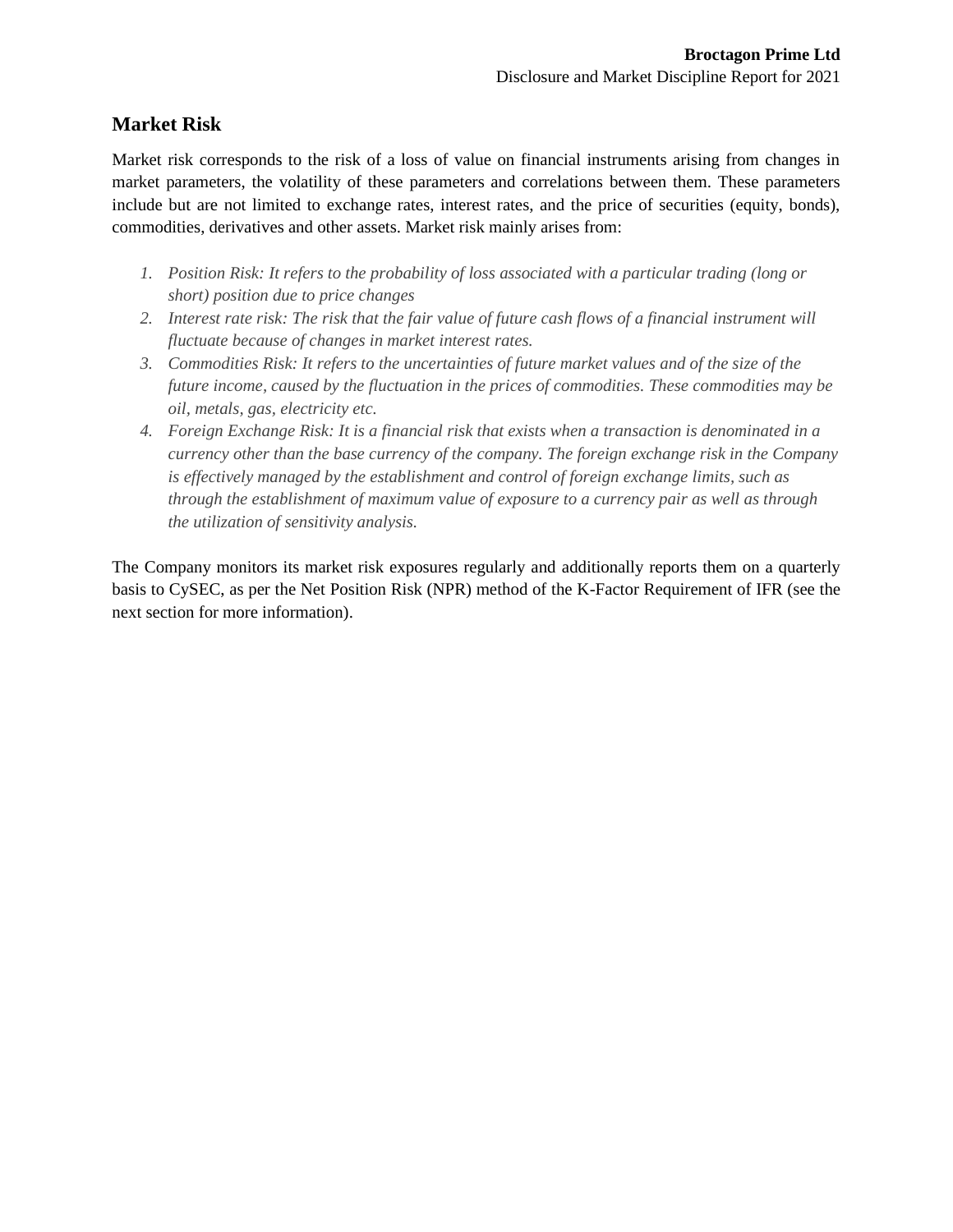## Market Risk

Market risk corresponds to the risk of a loss of value on financial instruments arising from changes in market parameters, the volatility of these parameters and correlations between them. These parameters include but are not limited to exchange rates, interest rates, and the price of securities (equity, bonds), commodities, derivatives and other assets. Market risk mainly arises from:

1. *Position Risk: It refers to the probability of loss associated with a particular trading (long or short) position due to price changes*
2. *Interest rate risk: The risk that the fair value of future cash flows of a financial instrument will fluctuate because of changes in market interest rates.*
3. *Commodities Risk: It refers to the uncertainties of future market values and of the size of the future income, caused by the fluctuation in the prices of commodities. These commodities may be oil, metals, gas, electricity etc.*
4. *Foreign Exchange Risk: It is a financial risk that exists when a transaction is denominated in a currency other than the base currency of the company. The foreign exchange risk in the Company is effectively managed by the establishment and control of foreign exchange limits, such as through the establishment of maximum value of exposure to a currency pair as well as through the utilization of sensitivity analysis.*

The Company monitors its market risk exposures regularly and additionally reports them on a quarterly basis to CySEC, as per the Net Position Risk (NPR) method of the K-Factor Requirement of IFR (see the next section for more information).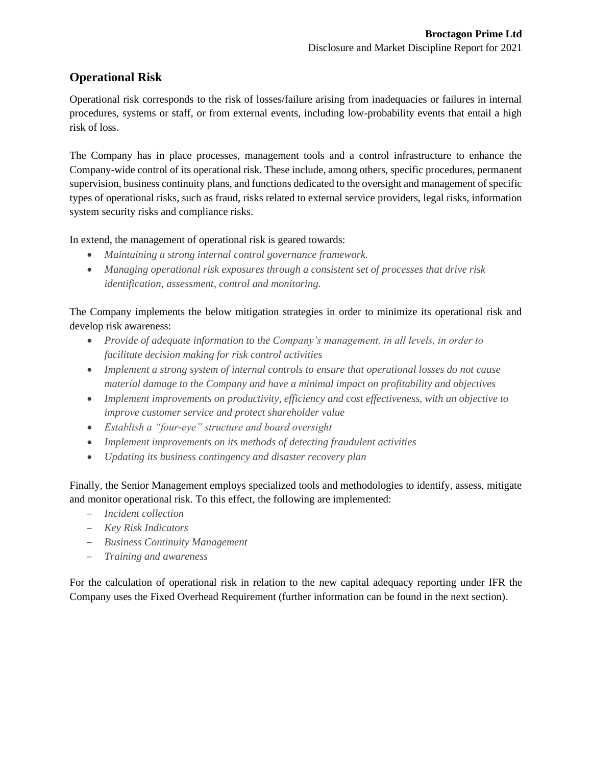## Operational Risk

Operational risk corresponds to the risk of losses/failure arising from inadequacies or failures in internal procedures, systems or staff, or from external events, including low-probability events that entail a high risk of loss.

The Company has in place processes, management tools and a control infrastructure to enhance the Company-wide control of its operational risk. These include, among others, specific procedures, permanent supervision, business continuity plans, and functions dedicated to the oversight and management of specific types of operational risks, such as fraud, risks related to external service providers, legal risks, information system security risks and compliance risks.

In extend, the management of operational risk is geared towards:

- *Maintaining a strong internal control governance framework.*
- *Managing operational risk exposures through a consistent set of processes that drive risk identification, assessment, control and monitoring.*

The Company implements the below mitigation strategies in order to minimize its operational risk and develop risk awareness:

- *Provide of adequate information to the Company's management, in all levels, in order to facilitate decision making for risk control activities*
- *Implement a strong system of internal controls to ensure that operational losses do not cause material damage to the Company and have a minimal impact on profitability and objectives*
- *Implement improvements on productivity, efficiency and cost effectiveness, with an objective to improve customer service and protect shareholder value*
- *Establish a "four-eye" structure and board oversight*
- *Implement improvements on its methods of detecting fraudulent activities*
- *Updating its business contingency and disaster recovery plan*

Finally, the Senior Management employs specialized tools and methodologies to identify, assess, mitigate and monitor operational risk. To this effect, the following are implemented:

- *Incident collection*
- *Key Risk Indicators*
- *Business Continuity Management*
- *Training and awareness*

For the calculation of operational risk in relation to the new capital adequacy reporting under IFR the Company uses the Fixed Overhead Requirement (further information can be found in the next section).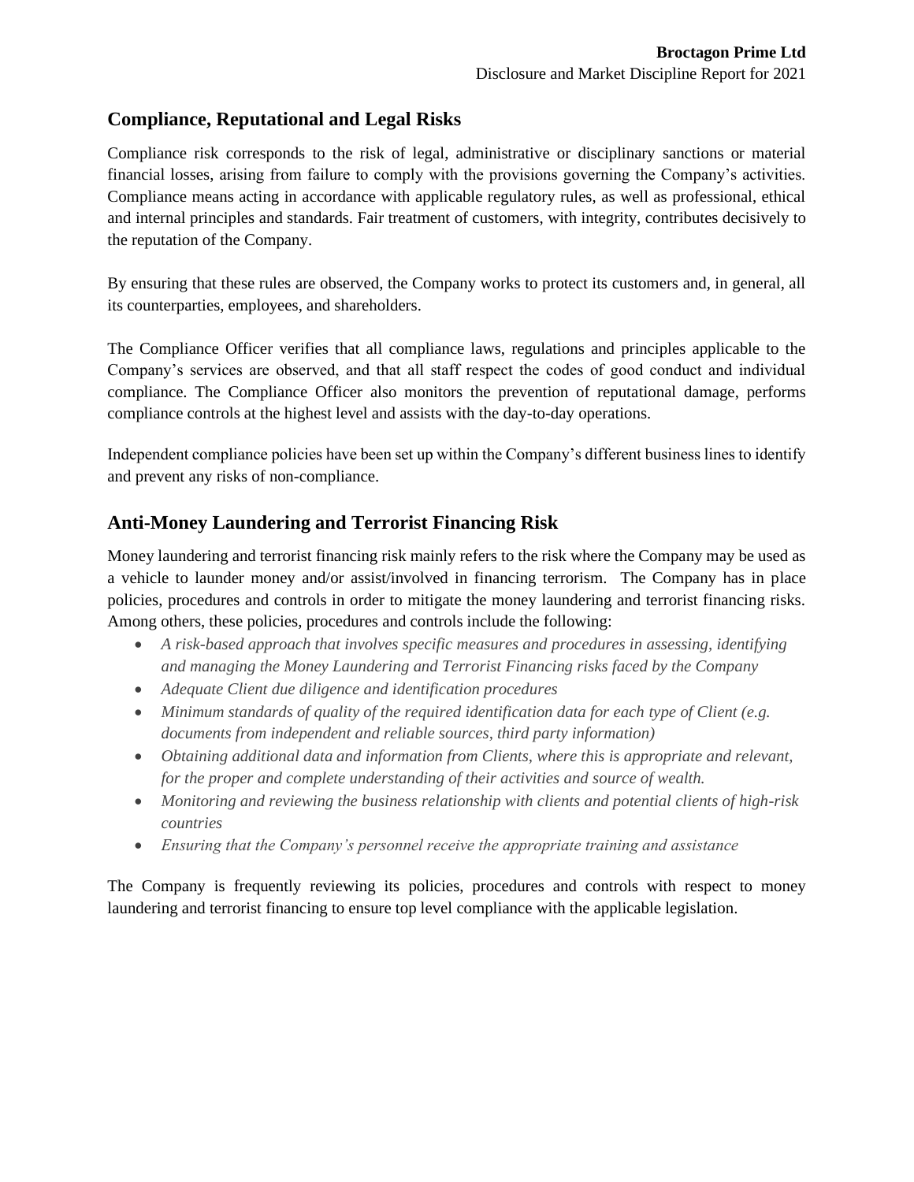## Compliance, Reputational and Legal Risks

Compliance risk corresponds to the risk of legal, administrative or disciplinary sanctions or material financial losses, arising from failure to comply with the provisions governing the Company's activities. Compliance means acting in accordance with applicable regulatory rules, as well as professional, ethical and internal principles and standards. Fair treatment of customers, with integrity, contributes decisively to the reputation of the Company.

By ensuring that these rules are observed, the Company works to protect its customers and, in general, all its counterparties, employees, and shareholders.

The Compliance Officer verifies that all compliance laws, regulations and principles applicable to the Company's services are observed, and that all staff respect the codes of good conduct and individual compliance. The Compliance Officer also monitors the prevention of reputational damage, performs compliance controls at the highest level and assists with the day-to-day operations.

Independent compliance policies have been set up within the Company's different business lines to identify and prevent any risks of non-compliance.

## Anti-Money Laundering and Terrorist Financing Risk

Money laundering and terrorist financing risk mainly refers to the risk where the Company may be used as a vehicle to launder money and/or assist/involved in financing terrorism. The Company has in place policies, procedures and controls in order to mitigate the money laundering and terrorist financing risks. Among others, these policies, procedures and controls include the following:

- *A risk-based approach that involves specific measures and procedures in assessing, identifying and managing the Money Laundering and Terrorist Financing risks faced by the Company*
- *Adequate Client due diligence and identification procedures*
- *Minimum standards of quality of the required identification data for each type of Client (e.g. documents from independent and reliable sources, third party information)*
- *Obtaining additional data and information from Clients, where this is appropriate and relevant, for the proper and complete understanding of their activities and source of wealth.*
- *Monitoring and reviewing the business relationship with clients and potential clients of high-risk countries*
- *Ensuring that the Company's personnel receive the appropriate training and assistance*

The Company is frequently reviewing its policies, procedures and controls with respect to money laundering and terrorist financing to ensure top level compliance with the applicable legislation.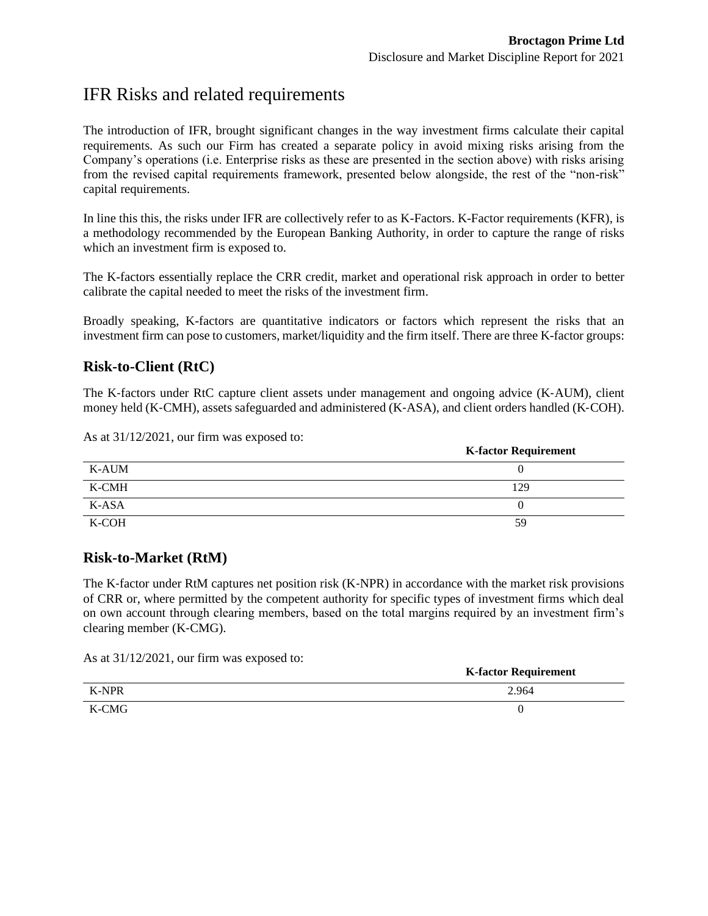# IFR Risks and related requirements

The introduction of IFR, brought significant changes in the way investment firms calculate their capital requirements. As such our Firm has created a separate policy in avoid mixing risks arising from the Company's operations (i.e. Enterprise risks as these are presented in the section above) with risks arising from the revised capital requirements framework, presented below alongside, the rest of the "non-risk" capital requirements.

In line this this, the risks under IFR are collectively refer to as K-Factors. K-Factor requirements (KFR), is a methodology recommended by the European Banking Authority, in order to capture the range of risks which an investment firm is exposed to.

The K-factors essentially replace the CRR credit, market and operational risk approach in order to better calibrate the capital needed to meet the risks of the investment firm.

Broadly speaking, K-factors are quantitative indicators or factors which represent the risks that an investment firm can pose to customers, market/liquidity and the firm itself. There are three K-factor groups:

## Risk-to-Client (RtC)

The K-factors under RtC capture client assets under management and ongoing advice (K-AUM), client money held (K-CMH), assets safeguarded and administered (K-ASA), and client orders handled (K-COH).

As at 31/12/2021, our firm was exposed to:

| | **K-factor Requirement** |
|---|---|
| K-AUM | 0 |
| K-CMH | 129 |
| K-ASA | 0 |
| K-COH | 59 |

## Risk-to-Market (RtM)

The K-factor under RtM captures net position risk (K-NPR) in accordance with the market risk provisions of CRR or, where permitted by the competent authority for specific types of investment firms which deal on own account through clearing members, based on the total margins required by an investment firm's clearing member (K-CMG).

As at 31/12/2021, our firm was exposed to:

| | **K-factor Requirement** |
|---|---|
| K-NPR | 2.964 |
| K-CMG | 0 |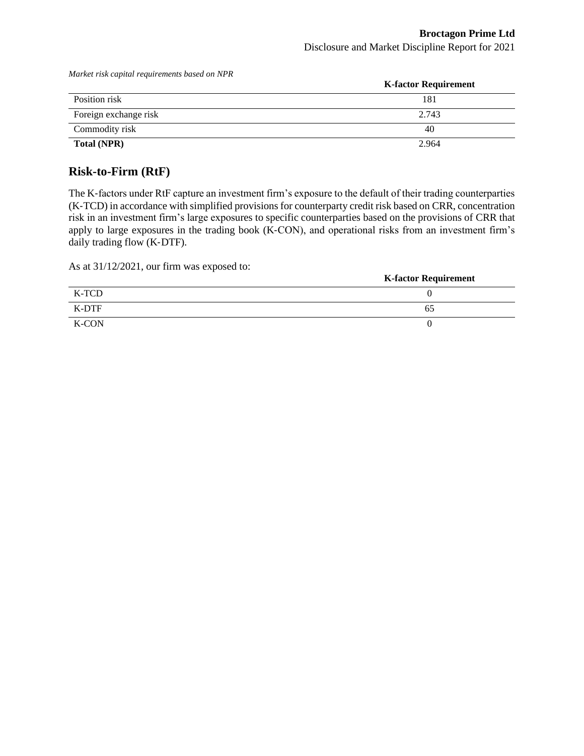*Market risk capital requirements based on NPR*

| | K-factor Requirement |
|---|---|
| Position risk | 181 |
| Foreign exchange risk | 2.743 |
| Commodity risk | 40 |
| **Total (NPR)** | 2.964 |

## Risk-to-Firm (RtF)

The K-factors under RtF capture an investment firm's exposure to the default of their trading counterparties (K-TCD) in accordance with simplified provisions for counterparty credit risk based on CRR, concentration risk in an investment firm's large exposures to specific counterparties based on the provisions of CRR that apply to large exposures in the trading book (K-CON), and operational risks from an investment firm's daily trading flow (K-DTF).

As at 31/12/2021, our firm was exposed to:

| | K-factor Requirement |
|---|---|
| K-TCD | 0 |
| K-DTF | 65 |
| K-CON | 0 |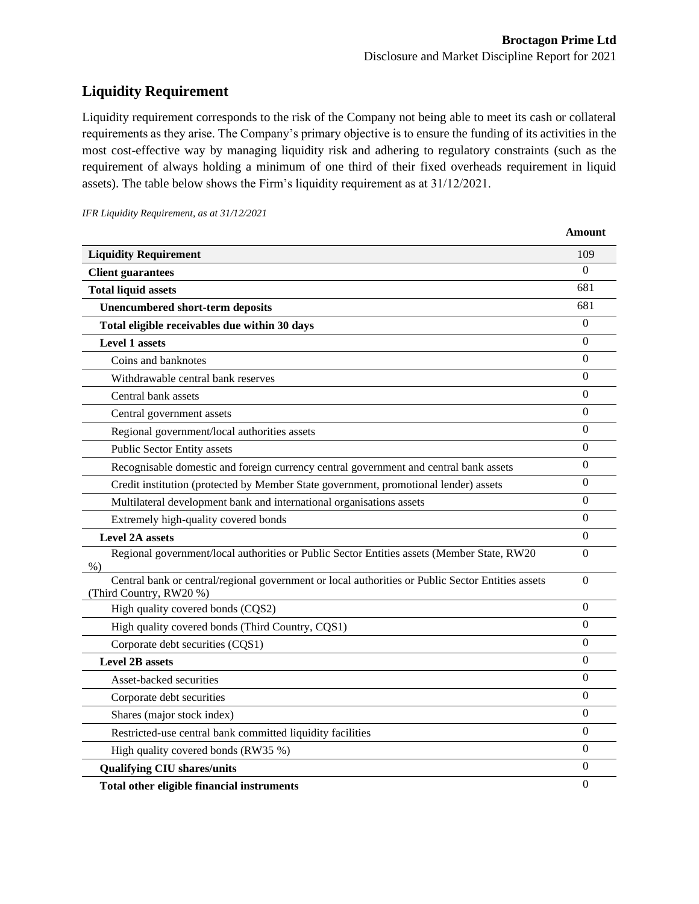## Liquidity Requirement

Liquidity requirement corresponds to the risk of the Company not being able to meet its cash or collateral requirements as they arise. The Company's primary objective is to ensure the funding of its activities in the most cost-effective way by managing liquidity risk and adhering to regulatory constraints (such as the requirement of always holding a minimum of one third of their fixed overheads requirement in liquid assets). The table below shows the Firm's liquidity requirement as at 31/12/2021.

*IFR Liquidity Requirement, as at 31/12/2021*

| | **Amount** |
|---|---|
| **Liquidity Requirement** | 109 |
| **Client guarantees** | 0 |
| **Total liquid assets** | 681 |
| **Unencumbered short-term deposits** | 681 |
| **Total eligible receivables due within 30 days** | 0 |
| **Level 1 assets** | 0 |
| Coins and banknotes | 0 |
| Withdrawable central bank reserves | 0 |
| Central bank assets | 0 |
| Central government assets | 0 |
| Regional government/local authorities assets | 0 |
| Public Sector Entity assets | 0 |
| Recognisable domestic and foreign currency central government and central bank assets | 0 |
| Credit institution (protected by Member State government, promotional lender) assets | 0 |
| Multilateral development bank and international organisations assets | 0 |
| Extremely high-quality covered bonds | 0 |
| **Level 2A assets** | 0 |
| Regional government/local authorities or Public Sector Entities assets (Member State, RW20 %) | 0 |
| Central bank or central/regional government or local authorities or Public Sector Entities assets (Third Country, RW20 %) | 0 |
| High quality covered bonds (CQS2) | 0 |
| High quality covered bonds (Third Country, CQS1) | 0 |
| Corporate debt securities (CQS1) | 0 |
| **Level 2B assets** | 0 |
| Asset-backed securities | 0 |
| Corporate debt securities | 0 |
| Shares (major stock index) | 0 |
| Restricted-use central bank committed liquidity facilities | 0 |
| High quality covered bonds (RW35 %) | 0 |
| **Qualifying CIU shares/units** | 0 |
| **Total other eligible financial instruments** | 0 |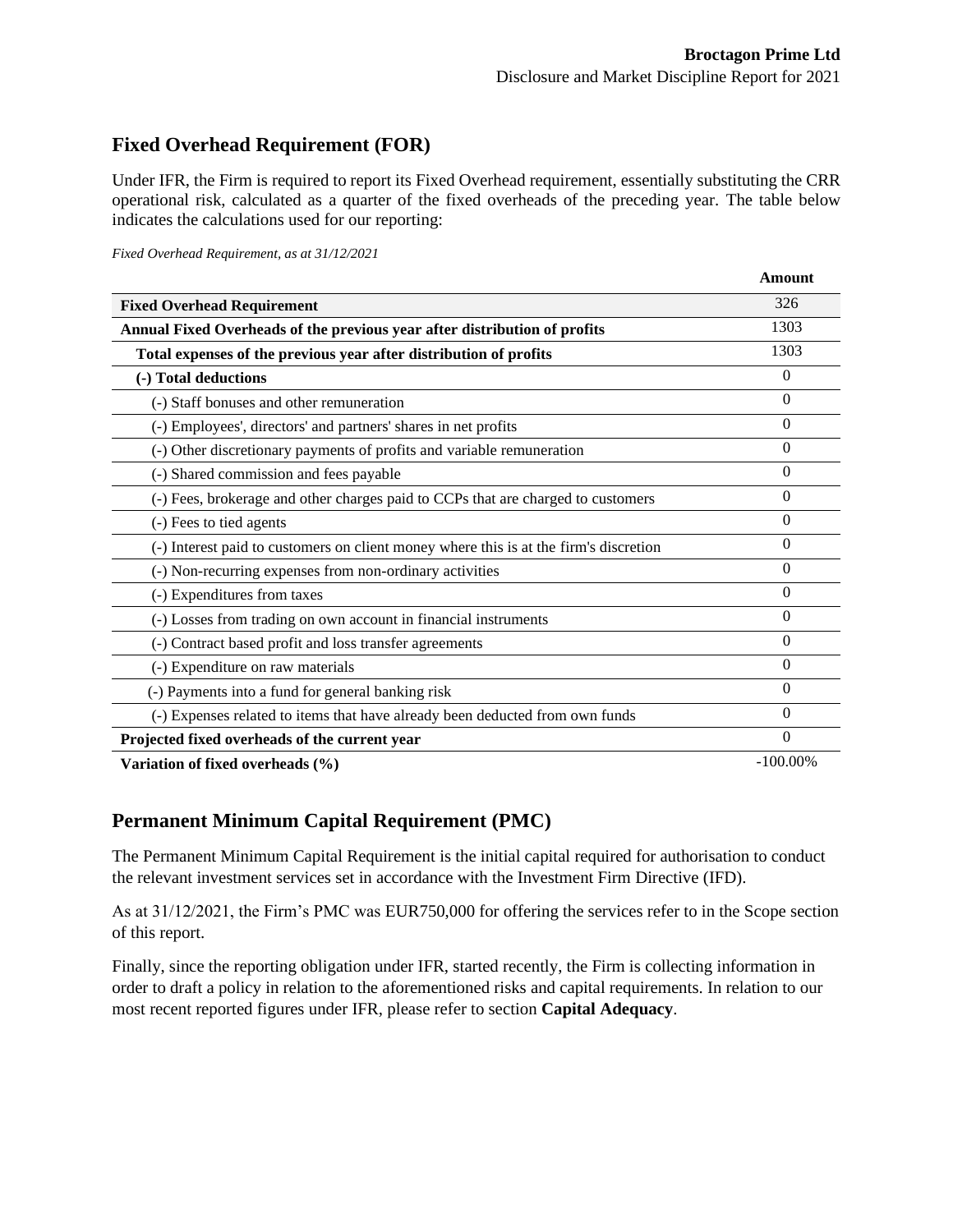## Fixed Overhead Requirement (FOR)

Under IFR, the Firm is required to report its Fixed Overhead requirement, essentially substituting the CRR operational risk, calculated as a quarter of the fixed overheads of the preceding year. The table below indicates the calculations used for our reporting:

*Fixed Overhead Requirement, as at 31/12/2021*

| | Amount |
|---|---|
| **Fixed Overhead Requirement** | 326 |
| **Annual Fixed Overheads of the previous year after distribution of profits** | 1303 |
| **Total expenses of the previous year after distribution of profits** | 1303 |
| **(-) Total deductions** | 0 |
| (-) Staff bonuses and other remuneration | 0 |
| (-) Employees', directors' and partners' shares in net profits | 0 |
| (-) Other discretionary payments of profits and variable remuneration | 0 |
| (-) Shared commission and fees payable | 0 |
| (-) Fees, brokerage and other charges paid to CCPs that are charged to customers | 0 |
| (-) Fees to tied agents | 0 |
| (-) Interest paid to customers on client money where this is at the firm's discretion | 0 |
| (-) Non-recurring expenses from non-ordinary activities | 0 |
| (-) Expenditures from taxes | 0 |
| (-) Losses from trading on own account in financial instruments | 0 |
| (-) Contract based profit and loss transfer agreements | 0 |
| (-) Expenditure on raw materials | 0 |
| (-) Payments into a fund for general banking risk | 0 |
| (-) Expenses related to items that have already been deducted from own funds | 0 |
| **Projected fixed overheads of the current year** | 0 |
| **Variation of fixed overheads (%)** | -100.00% |

## Permanent Minimum Capital Requirement (PMC)

The Permanent Minimum Capital Requirement is the initial capital required for authorisation to conduct the relevant investment services set in accordance with the Investment Firm Directive (IFD).

As at 31/12/2021, the Firm's PMC was EUR750,000 for offering the services refer to in the Scope section of this report.

Finally, since the reporting obligation under IFR, started recently, the Firm is collecting information in order to draft a policy in relation to the aforementioned risks and capital requirements. In relation to our most recent reported figures under IFR, please refer to section **Capital Adequacy**.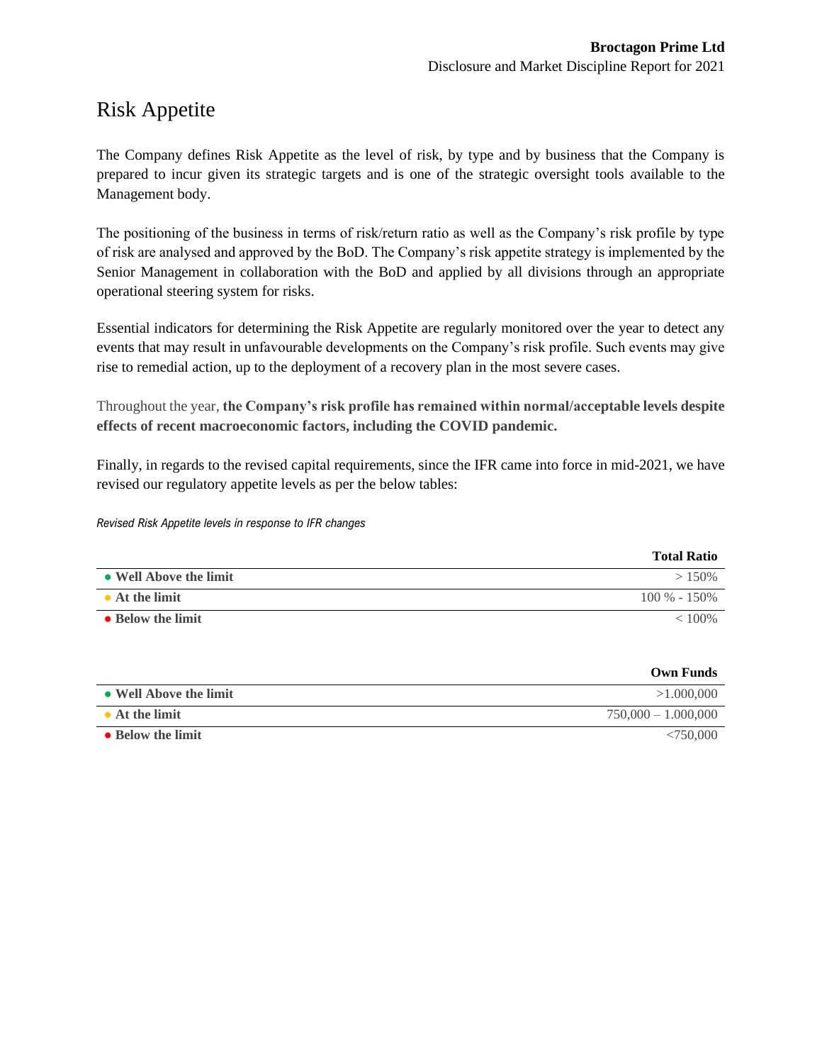# Risk Appetite

The Company defines Risk Appetite as the level of risk, by type and by business that the Company is prepared to incur given its strategic targets and is one of the strategic oversight tools available to the Management body.

The positioning of the business in terms of risk/return ratio as well as the Company's risk profile by type of risk are analysed and approved by the BoD. The Company's risk appetite strategy is implemented by the Senior Management in collaboration with the BoD and applied by all divisions through an appropriate operational steering system for risks.

Essential indicators for determining the Risk Appetite are regularly monitored over the year to detect any events that may result in unfavourable developments on the Company's risk profile. Such events may give rise to remedial action, up to the deployment of a recovery plan in the most severe cases.

Throughout the year, **the Company's risk profile has remained within normal/acceptable levels despite effects of recent macroeconomic factors, including the COVID pandemic.**

Finally, in regards to the revised capital requirements, since the IFR came into force in mid-2021, we have revised our regulatory appetite levels as per the below tables:

*Revised Risk Appetite levels in response to IFR changes*

| | **Total Ratio** |
|---|---|
| ● **Well Above the limit** | > 150% |
| ● **At the limit** | 100 % - 150% |
| ● **Below the limit** | < 100% |

| | **Own Funds** |
|---|---|
| ● **Well Above the limit** | >1.000,000 |
| ● **At the limit** | 750,000 – 1.000,000 |
| ● **Below the limit** | <750,000 |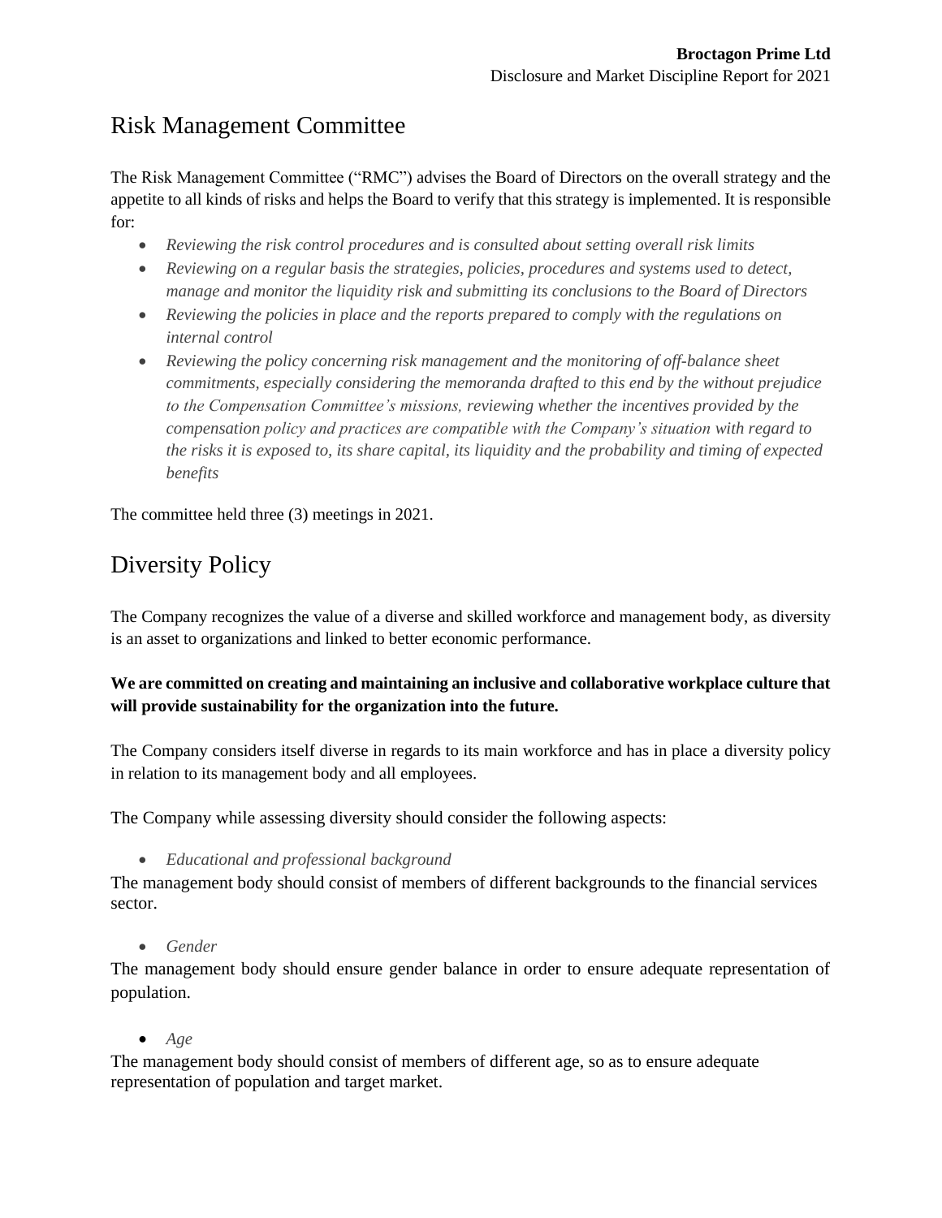## Risk Management Committee

The Risk Management Committee ("RMC") advises the Board of Directors on the overall strategy and the appetite to all kinds of risks and helps the Board to verify that this strategy is implemented. It is responsible for:

- *Reviewing the risk control procedures and is consulted about setting overall risk limits*
- *Reviewing on a regular basis the strategies, policies, procedures and systems used to detect, manage and monitor the liquidity risk and submitting its conclusions to the Board of Directors*
- *Reviewing the policies in place and the reports prepared to comply with the regulations on internal control*
- *Reviewing the policy concerning risk management and the monitoring of off-balance sheet commitments, especially considering the memoranda drafted to this end by the without prejudice to the Compensation Committee's missions, reviewing whether the incentives provided by the compensation policy and practices are compatible with the Company's situation with regard to the risks it is exposed to, its share capital, its liquidity and the probability and timing of expected benefits*

The committee held three (3) meetings in 2021.

## Diversity Policy

The Company recognizes the value of a diverse and skilled workforce and management body, as diversity is an asset to organizations and linked to better economic performance.

**We are committed on creating and maintaining an inclusive and collaborative workplace culture that will provide sustainability for the organization into the future.**

The Company considers itself diverse in regards to its main workforce and has in place a diversity policy in relation to its management body and all employees.

The Company while assessing diversity should consider the following aspects:

- *Educational and professional background*

The management body should consist of members of different backgrounds to the financial services sector.

- *Gender*

The management body should ensure gender balance in order to ensure adequate representation of population.

- *Age*

The management body should consist of members of different age, so as to ensure adequate representation of population and target market.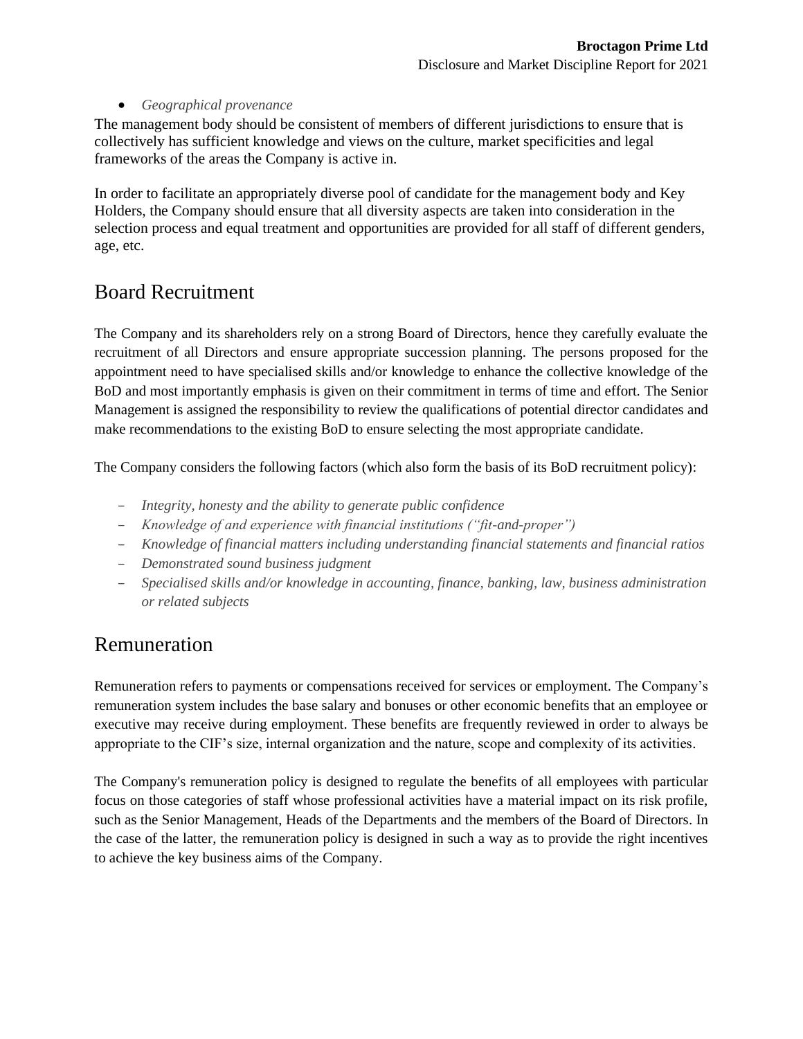- *Geographical provenance*

The management body should be consistent of members of different jurisdictions to ensure that is collectively has sufficient knowledge and views on the culture, market specificities and legal frameworks of the areas the Company is active in.

In order to facilitate an appropriately diverse pool of candidate for the management body and Key Holders, the Company should ensure that all diversity aspects are taken into consideration in the selection process and equal treatment and opportunities are provided for all staff of different genders, age, etc.

## Board Recruitment

The Company and its shareholders rely on a strong Board of Directors, hence they carefully evaluate the recruitment of all Directors and ensure appropriate succession planning. The persons proposed for the appointment need to have specialised skills and/or knowledge to enhance the collective knowledge of the BoD and most importantly emphasis is given on their commitment in terms of time and effort. The Senior Management is assigned the responsibility to review the qualifications of potential director candidates and make recommendations to the existing BoD to ensure selecting the most appropriate candidate.

The Company considers the following factors (which also form the basis of its BoD recruitment policy):

- *Integrity, honesty and the ability to generate public confidence*
- *Knowledge of and experience with financial institutions ("fit-and-proper")*
- *Knowledge of financial matters including understanding financial statements and financial ratios*
- *Demonstrated sound business judgment*
- *Specialised skills and/or knowledge in accounting, finance, banking, law, business administration or related subjects*

## Remuneration

Remuneration refers to payments or compensations received for services or employment. The Company's remuneration system includes the base salary and bonuses or other economic benefits that an employee or executive may receive during employment. These benefits are frequently reviewed in order to always be appropriate to the CIF's size, internal organization and the nature, scope and complexity of its activities.

The Company's remuneration policy is designed to regulate the benefits of all employees with particular focus on those categories of staff whose professional activities have a material impact on its risk profile, such as the Senior Management, Heads of the Departments and the members of the Board of Directors. In the case of the latter, the remuneration policy is designed in such a way as to provide the right incentives to achieve the key business aims of the Company.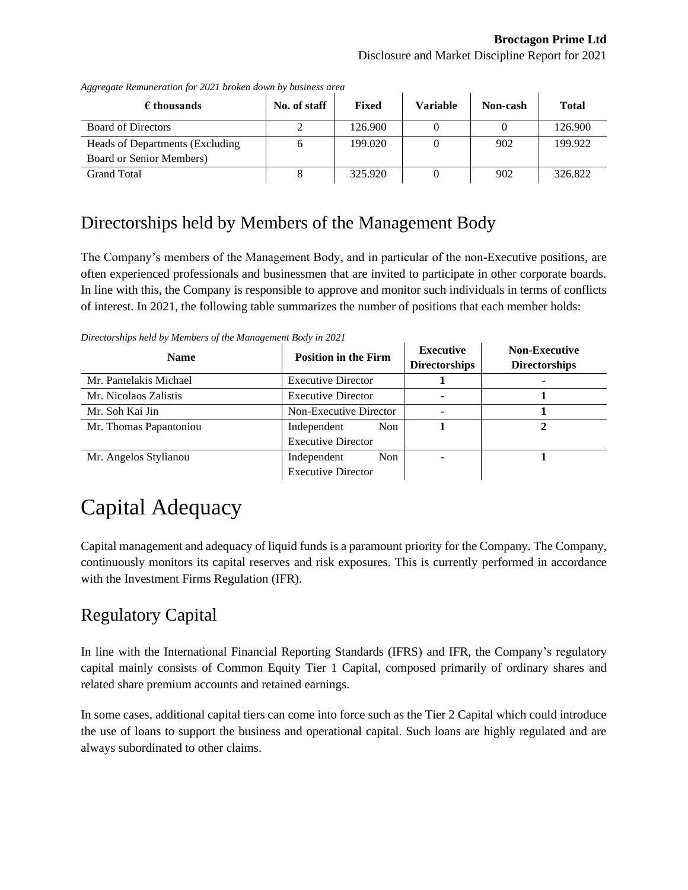*Aggregate Remuneration for 2021 broken down by business area*

| € thousands | No. of staff | Fixed | Variable | Non-cash | Total |
|---|---|---|---|---|---|
| Board of Directors | 2 | 126.900 | 0 | 0 | 126.900 |
| Heads of Departments (Excluding Board or Senior Members) | 6 | 199.020 | 0 | 902 | 199.922 |
| Grand Total | 8 | 325.920 | 0 | 902 | 326.822 |

## Directorships held by Members of the Management Body

The Company's members of the Management Body, and in particular of the non-Executive positions, are often experienced professionals and businessmen that are invited to participate in other corporate boards. In line with this, the Company is responsible to approve and monitor such individuals in terms of conflicts of interest. In 2021, the following table summarizes the number of positions that each member holds:

*Directorships held by Members of the Management Body in 2021*

| Name | Position in the Firm | Executive Directorships | Non-Executive Directorships |
|---|---|---|---|
| Mr. Pantelakis Michael | Executive Director | **1** | **-** |
| Mr. Nicolaos Zalistis | Executive Director | **-** | **1** |
| Mr. Soh Kai Jin | Non-Executive Director | **-** | **1** |
| Mr. Thomas Papantoniou | Independent Non Executive Director | **1** | **2** |
| Mr. Angelos Stylianou | Independent Non Executive Director | **-** | **1** |

# Capital Adequacy

Capital management and adequacy of liquid funds is a paramount priority for the Company. The Company, continuously monitors its capital reserves and risk exposures. This is currently performed in accordance with the Investment Firms Regulation (IFR).

## Regulatory Capital

In line with the International Financial Reporting Standards (IFRS) and IFR, the Company's regulatory capital mainly consists of Common Equity Tier 1 Capital, composed primarily of ordinary shares and related share premium accounts and retained earnings.

In some cases, additional capital tiers can come into force such as the Tier 2 Capital which could introduce the use of loans to support the business and operational capital. Such loans are highly regulated and are always subordinated to other claims.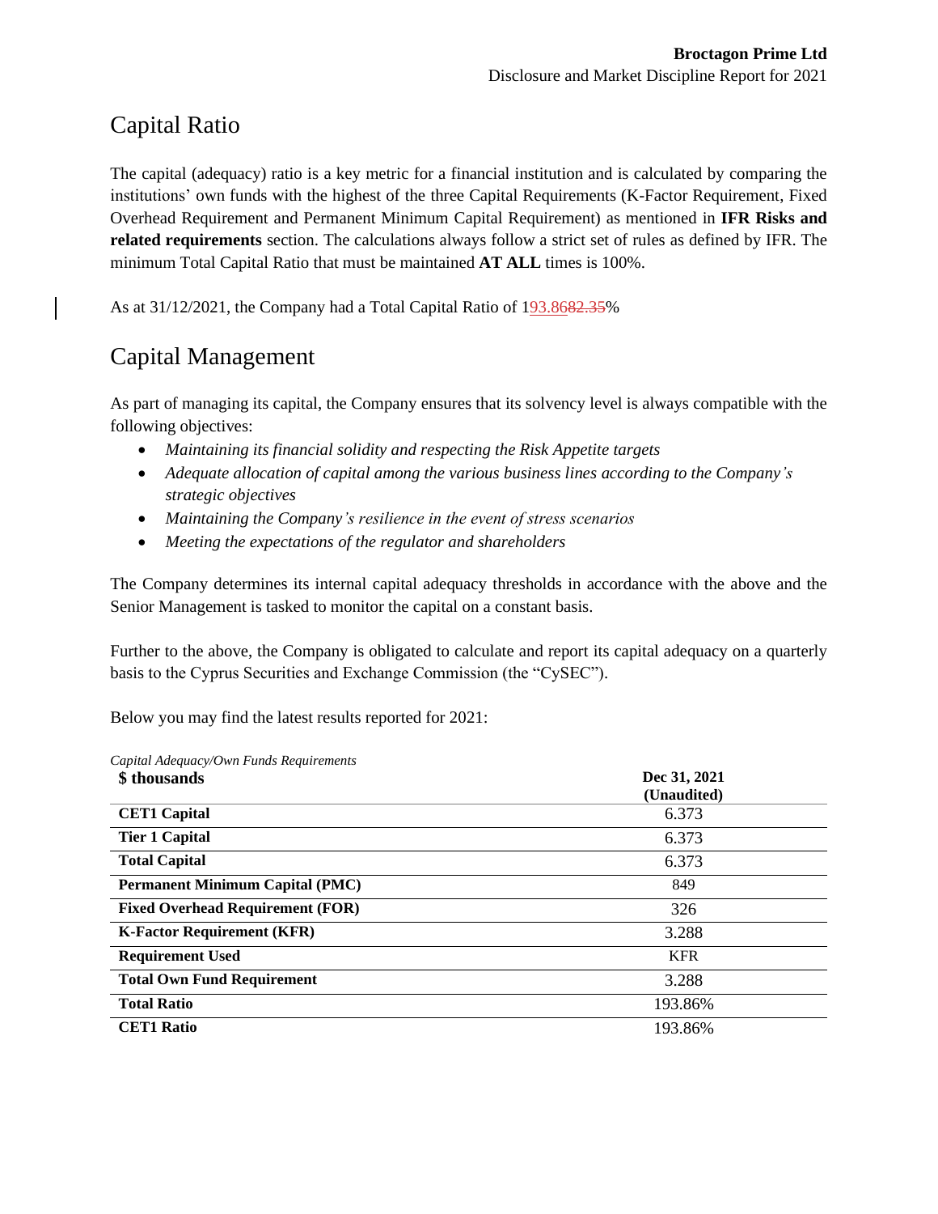# Capital Ratio

The capital (adequacy) ratio is a key metric for a financial institution and is calculated by comparing the institutions' own funds with the highest of the three Capital Requirements (K-Factor Requirement, Fixed Overhead Requirement and Permanent Minimum Capital Requirement) as mentioned in **IFR Risks and related requirements** section. The calculations always follow a strict set of rules as defined by IFR. The minimum Total Capital Ratio that must be maintained **AT ALL** times is 100%.

As at 31/12/2021, the Company had a Total Capital Ratio of 193.86~~82.35~~%

# Capital Management

As part of managing its capital, the Company ensures that its solvency level is always compatible with the following objectives:

- *Maintaining its financial solidity and respecting the Risk Appetite targets*
- *Adequate allocation of capital among the various business lines according to the Company's strategic objectives*
- *Maintaining the Company's resilience in the event of stress scenarios*
- *Meeting the expectations of the regulator and shareholders*

The Company determines its internal capital adequacy thresholds in accordance with the above and the Senior Management is tasked to monitor the capital on a constant basis.

Further to the above, the Company is obligated to calculate and report its capital adequacy on a quarterly basis to the Cyprus Securities and Exchange Commission (the "CySEC").

Below you may find the latest results reported for 2021:

*Capital Adequacy/Own Funds Requirements*

| **$ thousands** | **Dec 31, 2021 (Unaudited)** |
|---|---|
| **CET1 Capital** | 6.373 |
| **Tier 1 Capital** | 6.373 |
| **Total Capital** | 6.373 |
| **Permanent Minimum Capital (PMC)** | 849 |
| **Fixed Overhead Requirement (FOR)** | 326 |
| **K-Factor Requirement (KFR)** | 3.288 |
| **Requirement Used** | KFR |
| **Total Own Fund Requirement** | 3.288 |
| **Total Ratio** | 193.86% |
| **CET1 Ratio** | 193.86% |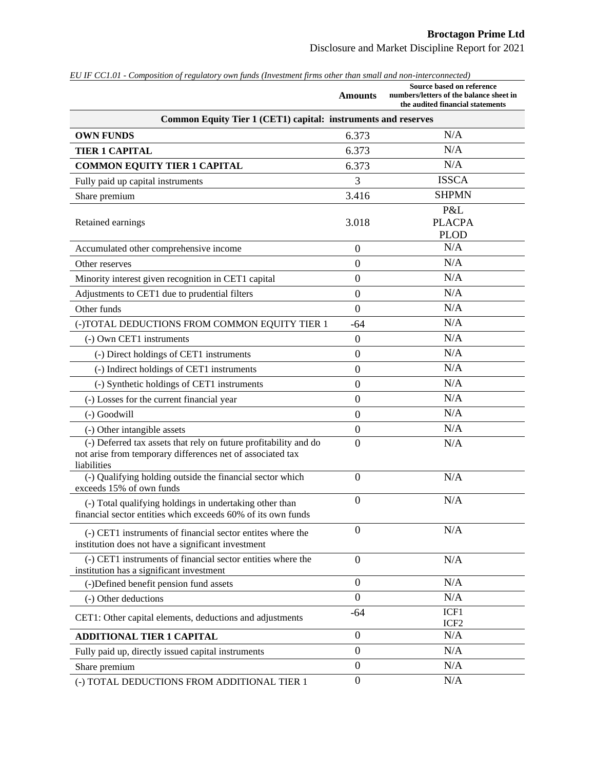*EU IF CC1.01 - Composition of regulatory own funds (Investment firms other than small and non-interconnected)*

| | Amounts | Source based on reference numbers/letters of the balance sheet in the audited financial statements |
|---|---|---|
| **Common Equity Tier 1 (CET1) capital: instruments and reserves** | | |
| **OWN FUNDS** | 6.373 | N/A |
| **TIER 1 CAPITAL** | 6.373 | N/A |
| **COMMON EQUITY TIER 1 CAPITAL** | 6.373 | N/A |
| Fully paid up capital instruments | 3 | ISSCA |
| Share premium | 3.416 | SHPMN |
| Retained earnings | 3.018 | P&L PLACPA PLOD |
| Accumulated other comprehensive income | 0 | N/A |
| Other reserves | 0 | N/A |
| Minority interest given recognition in CET1 capital | 0 | N/A |
| Adjustments to CET1 due to prudential filters | 0 | N/A |
| Other funds | 0 | N/A |
| (-)TOTAL DEDUCTIONS FROM COMMON EQUITY TIER 1 | -64 | N/A |
| (-) Own CET1 instruments | 0 | N/A |
| (-) Direct holdings of CET1 instruments | 0 | N/A |
| (-) Indirect holdings of CET1 instruments | 0 | N/A |
| (-) Synthetic holdings of CET1 instruments | 0 | N/A |
| (-) Losses for the current financial year | 0 | N/A |
| (-) Goodwill | 0 | N/A |
| (-) Other intangible assets | 0 | N/A |
| (-) Deferred tax assets that rely on future profitability and do not arise from temporary differences net of associated tax liabilities | 0 | N/A |
| (-) Qualifying holding outside the financial sector which exceeds 15% of own funds | 0 | N/A |
| (-) Total qualifying holdings in undertaking other than financial sector entities which exceeds 60% of its own funds | 0 | N/A |
| (-) CET1 instruments of financial sector entites where the institution does not have a significant investment | 0 | N/A |
| (-) CET1 instruments of financial sector entities where the institution has a significant investment | 0 | N/A |
| (-)Defined benefit pension fund assets | 0 | N/A |
| (-) Other deductions | 0 | N/A |
| CET1: Other capital elements, deductions and adjustments | -64 | ICF1 ICF2 |
| **ADDITIONAL TIER 1 CAPITAL** | 0 | N/A |
| Fully paid up, directly issued capital instruments | 0 | N/A |
| Share premium | 0 | N/A |
| (-) TOTAL DEDUCTIONS FROM ADDITIONAL TIER 1 | 0 | N/A |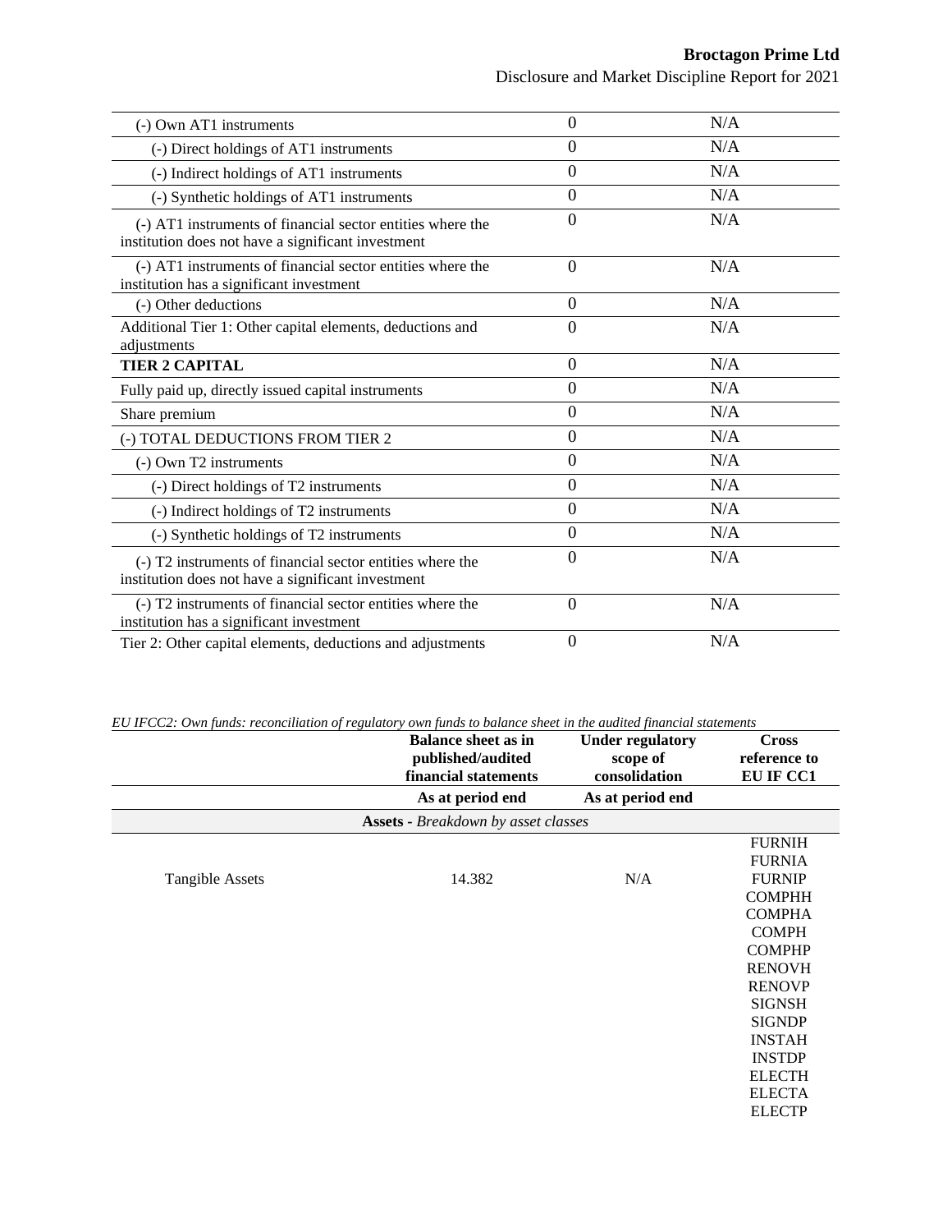| | | |
|---|---|---|
| (-) Own AT1 instruments | 0 | N/A |
| (-) Direct holdings of AT1 instruments | 0 | N/A |
| (-) Indirect holdings of AT1 instruments | 0 | N/A |
| (-) Synthetic holdings of AT1 instruments | 0 | N/A |
| (-) AT1 instruments of financial sector entities where the institution does not have a significant investment | 0 | N/A |
| (-) AT1 instruments of financial sector entities where the institution has a significant investment | 0 | N/A |
| (-) Other deductions | 0 | N/A |
| Additional Tier 1: Other capital elements, deductions and adjustments | 0 | N/A |
| **TIER 2 CAPITAL** | 0 | N/A |
| Fully paid up, directly issued capital instruments | 0 | N/A |
| Share premium | 0 | N/A |
| (-) TOTAL DEDUCTIONS FROM TIER 2 | 0 | N/A |
| (-) Own T2 instruments | 0 | N/A |
| (-) Direct holdings of T2 instruments | 0 | N/A |
| (-) Indirect holdings of T2 instruments | 0 | N/A |
| (-) Synthetic holdings of T2 instruments | 0 | N/A |
| (-) T2 instruments of financial sector entities where the institution does not have a significant investment | 0 | N/A |
| (-) T2 instruments of financial sector entities where the institution has a significant investment | 0 | N/A |
| Tier 2: Other capital elements, deductions and adjustments | 0 | N/A |

*EU IFCC2: Own funds: reconciliation of regulatory own funds to balance sheet in the audited financial statements*

| | Balance sheet as in published/audited financial statements | Under regulatory scope of consolidation | Cross reference to EU IF CC1 |
|---|---|---|---|
| | **As at period end** | **As at period end** | |
| | **Assets** - *Breakdown by asset classes* | | |
| Tangible Assets | 14.382 | N/A | FURNIH FURNIA FURNIP COMPHH COMPHA COMPH COMPHP RENOVH RENOVP SIGNSH SIGNDP INSTAH INSTDP ELECTH ELECTA ELECTP |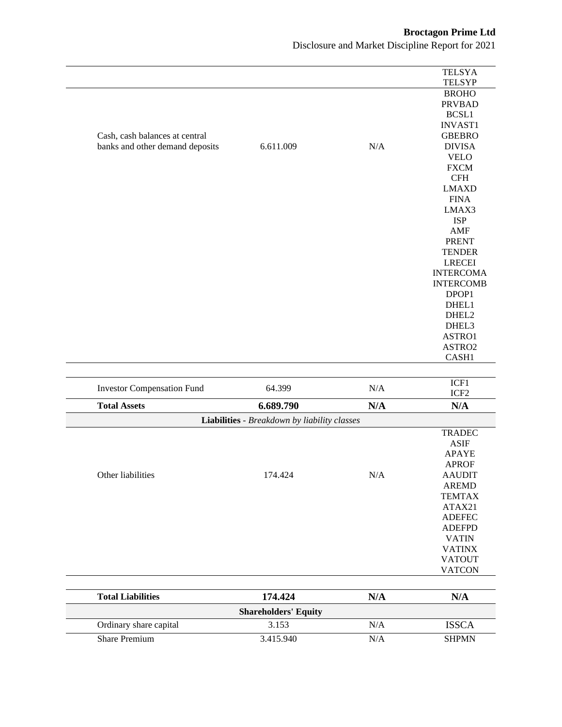| | | | |
|---|---|---|---|
| | | | TELSYA<br>TELSYP |
| Cash, cash balances at central banks and other demand deposits | 6.611.009 | N/A | BROHO<br>PRVBAD<br>BCSL1<br>INVAST1<br>GBEBRO<br>DIVISA<br>VELO<br>FXCM<br>CFH<br>LMAXD<br>FINA<br>LMAX3<br>ISP<br>AMF<br>PRENT<br>TENDER<br>LRECEI<br>INTERCOMA<br>INTERCOMB<br>DPOP1<br>DHEL1<br>DHEL2<br>DHEL3<br>ASTRO1<br>ASTRO2<br>CASH1 |
| Investor Compensation Fund | 64.399 | N/A | ICF1<br>ICF2 |
| **Total Assets** | **6.689.790** | **N/A** | **N/A** |
| **Liabilities** - *Breakdown by liability classes* | | | |
| Other liabilities | 174.424 | N/A | TRADEC<br>ASIF<br>APAYE<br>APROF<br>AAUDIT<br>AREMD<br>TEMTAX<br>ATAX21<br>ADEFEC<br>ADEFPD<br>VATIN<br>VATINX<br>VATOUT<br>VATCON |
| **Total Liabilities** | **174.424** | **N/A** | **N/A** |
| **Shareholders' Equity** | | | |
| Ordinary share capital | 3.153 | N/A | ISSCA |
| Share Premium | 3.415.940 | N/A | SHPMN |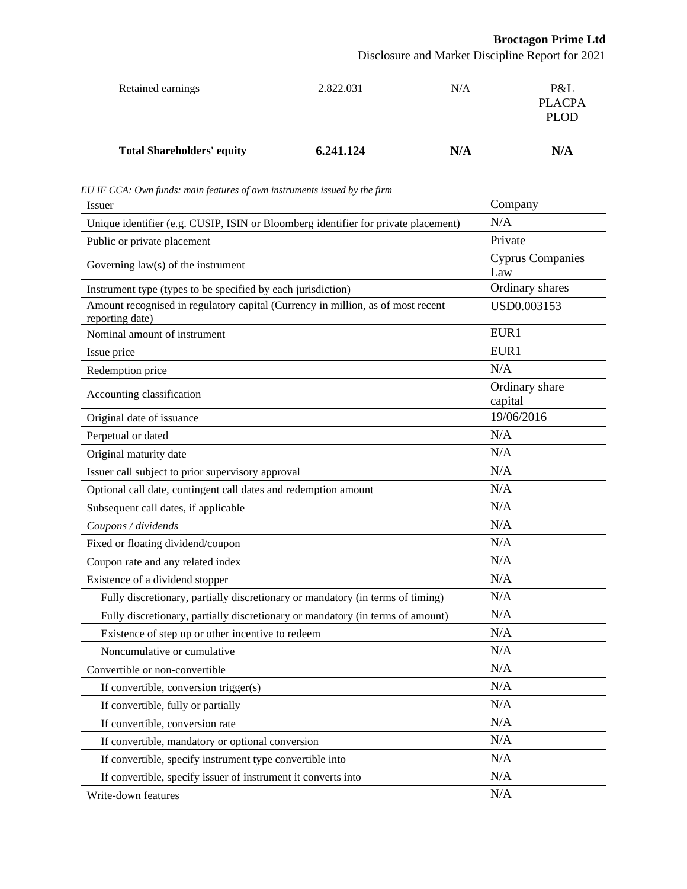| Retained earnings | 2.822.031 | N/A | P&L PLACPA PLOD |
|---|---|---|---|
| **Total Shareholders' equity** | **6.241.124** | **N/A** | **N/A** |

*EU IF CCA: Own funds: main features of own instruments issued by the firm*

| Issuer | Company |
|---|---|
| Unique identifier (e.g. CUSIP, ISIN or Bloomberg identifier for private placement) | N/A |
| Public or private placement | Private |
| Governing law(s) of the instrument | Cyprus Companies Law |
| Instrument type (types to be specified by each jurisdiction) | Ordinary shares |
| Amount recognised in regulatory capital (Currency in million, as of most recent reporting date) | USD0.003153 |
| Nominal amount of instrument | EUR1 |
| Issue price | EUR1 |
| Redemption price | N/A |
| Accounting classification | Ordinary share capital |
| Original date of issuance | 19/06/2016 |
| Perpetual or dated | N/A |
| Original maturity date | N/A |
| Issuer call subject to prior supervisory approval | N/A |
| Optional call date, contingent call dates and redemption amount | N/A |
| Subsequent call dates, if applicable | N/A |
| *Coupons / dividends* | N/A |
| Fixed or floating dividend/coupon | N/A |
| Coupon rate and any related index | N/A |
| Existence of a dividend stopper | N/A |
| Fully discretionary, partially discretionary or mandatory (in terms of timing) | N/A |
| Fully discretionary, partially discretionary or mandatory (in terms of amount) | N/A |
| Existence of step up or other incentive to redeem | N/A |
| Noncumulative or cumulative | N/A |
| Convertible or non-convertible | N/A |
| If convertible, conversion trigger(s) | N/A |
| If convertible, fully or partially | N/A |
| If convertible, conversion rate | N/A |
| If convertible, mandatory or optional conversion | N/A |
| If convertible, specify instrument type convertible into | N/A |
| If convertible, specify issuer of instrument it converts into | N/A |
| Write-down features | N/A |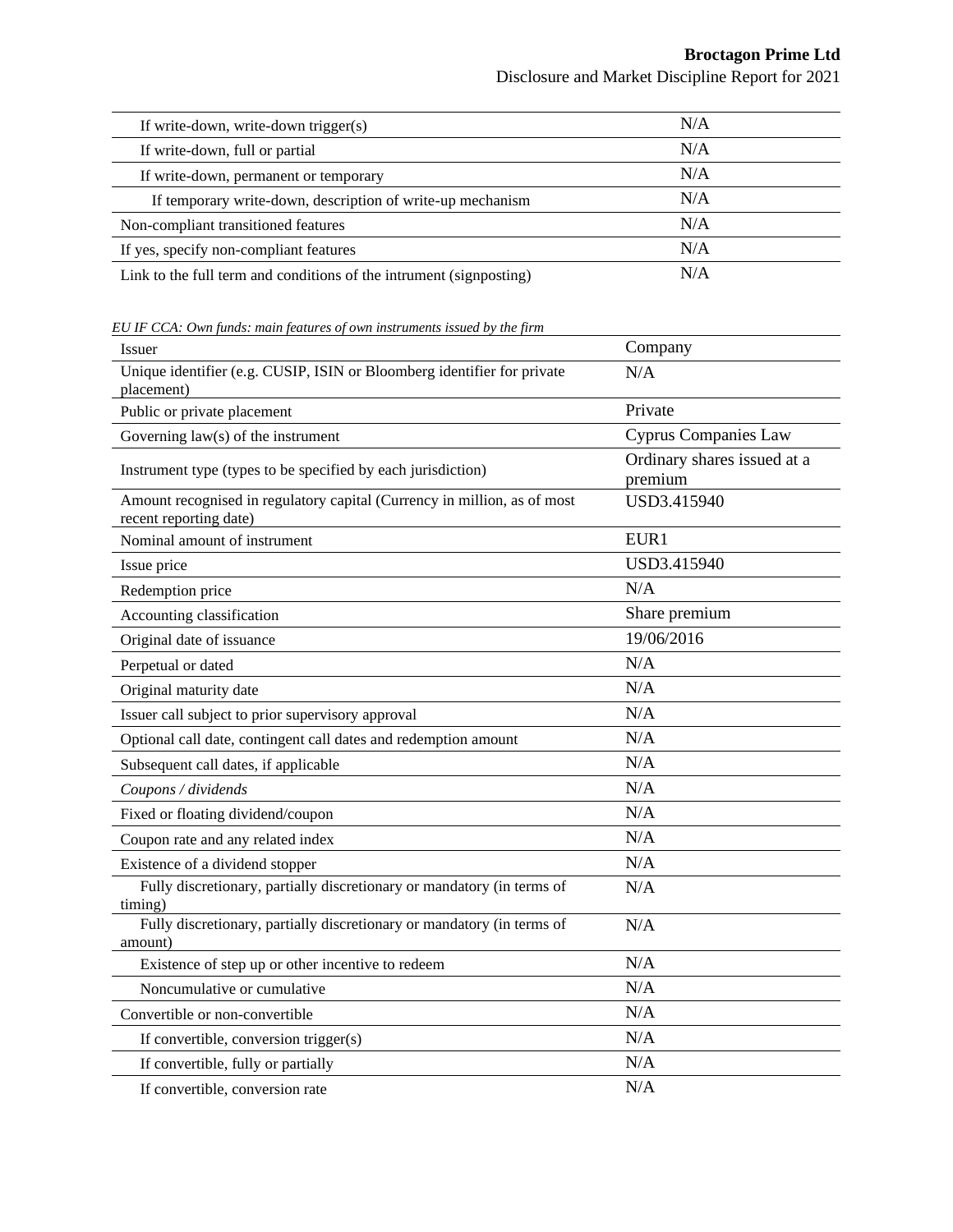| | |
|---|---|
| If write-down, write-down trigger(s) | N/A |
| If write-down, full or partial | N/A |
| If write-down, permanent or temporary | N/A |
| If temporary write-down, description of write-up mechanism | N/A |
| Non-compliant transitioned features | N/A |
| If yes, specify non-compliant features | N/A |
| Link to the full term and conditions of the intrument (signposting) | N/A |

*EU IF CCA: Own funds: main features of own instruments issued by the firm*

| | |
|---|---|
| Issuer | Company |
| Unique identifier (e.g. CUSIP, ISIN or Bloomberg identifier for private placement) | N/A |
| Public or private placement | Private |
| Governing law(s) of the instrument | Cyprus Companies Law |
| Instrument type (types to be specified by each jurisdiction) | Ordinary shares issued at a premium |
| Amount recognised in regulatory capital (Currency in million, as of most recent reporting date) | USD3.415940 |
| Nominal amount of instrument | EUR1 |
| Issue price | USD3.415940 |
| Redemption price | N/A |
| Accounting classification | Share premium |
| Original date of issuance | 19/06/2016 |
| Perpetual or dated | N/A |
| Original maturity date | N/A |
| Issuer call subject to prior supervisory approval | N/A |
| Optional call date, contingent call dates and redemption amount | N/A |
| Subsequent call dates, if applicable | N/A |
| *Coupons / dividends* | N/A |
| Fixed or floating dividend/coupon | N/A |
| Coupon rate and any related index | N/A |
| Existence of a dividend stopper | N/A |
| Fully discretionary, partially discretionary or mandatory (in terms of timing) | N/A |
| Fully discretionary, partially discretionary or mandatory (in terms of amount) | N/A |
| Existence of step up or other incentive to redeem | N/A |
| Noncumulative or cumulative | N/A |
| Convertible or non-convertible | N/A |
| If convertible, conversion trigger(s) | N/A |
| If convertible, fully or partially | N/A |
| If convertible, conversion rate | N/A |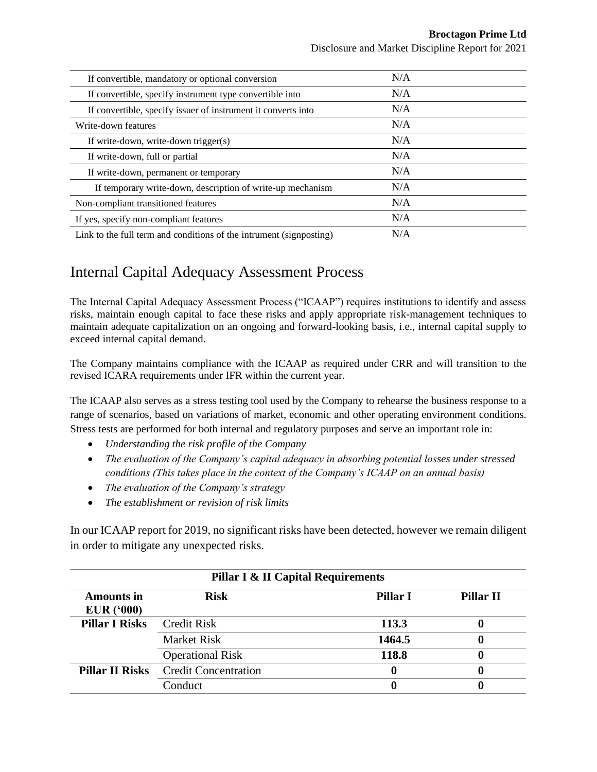| | |
|---|---|
| If convertible, mandatory or optional conversion | N/A |
| If convertible, specify instrument type convertible into | N/A |
| If convertible, specify issuer of instrument it converts into | N/A |
| Write-down features | N/A |
| If write-down, write-down trigger(s) | N/A |
| If write-down, full or partial | N/A |
| If write-down, permanent or temporary | N/A |
| If temporary write-down, description of write-up mechanism | N/A |
| Non-compliant transitioned features | N/A |
| If yes, specify non-compliant features | N/A |
| Link to the full term and conditions of the intrument (signposting) | N/A |

# Internal Capital Adequacy Assessment Process

The Internal Capital Adequacy Assessment Process ("ICAAP") requires institutions to identify and assess risks, maintain enough capital to face these risks and apply appropriate risk-management techniques to maintain adequate capitalization on an ongoing and forward-looking basis, i.e., internal capital supply to exceed internal capital demand.

The Company maintains compliance with the ICAAP as required under CRR and will transition to the revised ICARA requirements under IFR within the current year.

The ICAAP also serves as a stress testing tool used by the Company to rehearse the business response to a range of scenarios, based on variations of market, economic and other operating environment conditions. Stress tests are performed for both internal and regulatory purposes and serve an important role in:

- *Understanding the risk profile of the Company*
- *The evaluation of the Company's capital adequacy in absorbing potential losses under stressed conditions (This takes place in the context of the Company's ICAAP on an annual basis)*
- *The evaluation of the Company's strategy*
- *The establishment or revision of risk limits*

In our ICAAP report for 2019, no significant risks have been detected, however we remain diligent in order to mitigate any unexpected risks.

| **Pillar I & II Capital Requirements** | | | |
|---|---|---|---|
| **Amounts in EUR ('000)** | **Risk** | **Pillar I** | **Pillar II** |
| **Pillar I Risks** | Credit Risk | **113.3** | **0** |
| | Market Risk | **1464.5** | **0** |
| | Operational Risk | **118.8** | **0** |
| **Pillar II Risks** | Credit Concentration | **0** | **0** |
| | Conduct | **0** | **0** |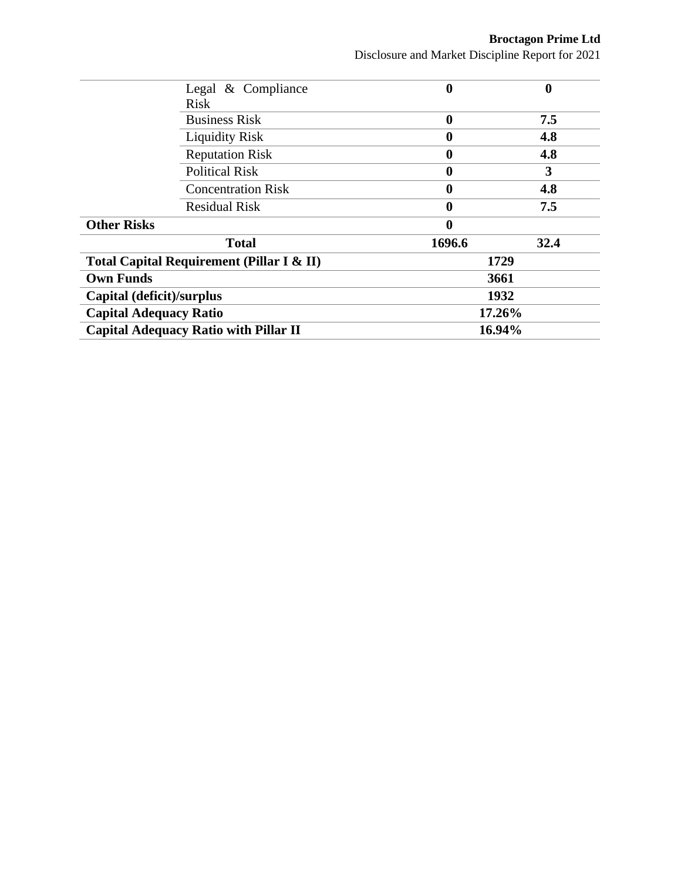| | | | |
|---|---|---|---|
| | Legal & Compliance Risk | **0** | **0** |
| | Business Risk | **0** | **7.5** |
| | Liquidity Risk | **0** | **4.8** |
| | Reputation Risk | **0** | **4.8** |
| | Political Risk | **0** | **3** |
| | Concentration Risk | **0** | **4.8** |
| | Residual Risk | **0** | **7.5** |
| **Other Risks** | | **0** | |
| **Total** | | **1696.6** | **32.4** |
| **Total Capital Requirement (Pillar I & II)** | | **1729** | |
| **Own Funds** | | **3661** | |
| **Capital (deficit)/surplus** | | **1932** | |
| **Capital Adequacy Ratio** | | **17.26%** | |
| **Capital Adequacy Ratio with Pillar II** | | **16.94%** | |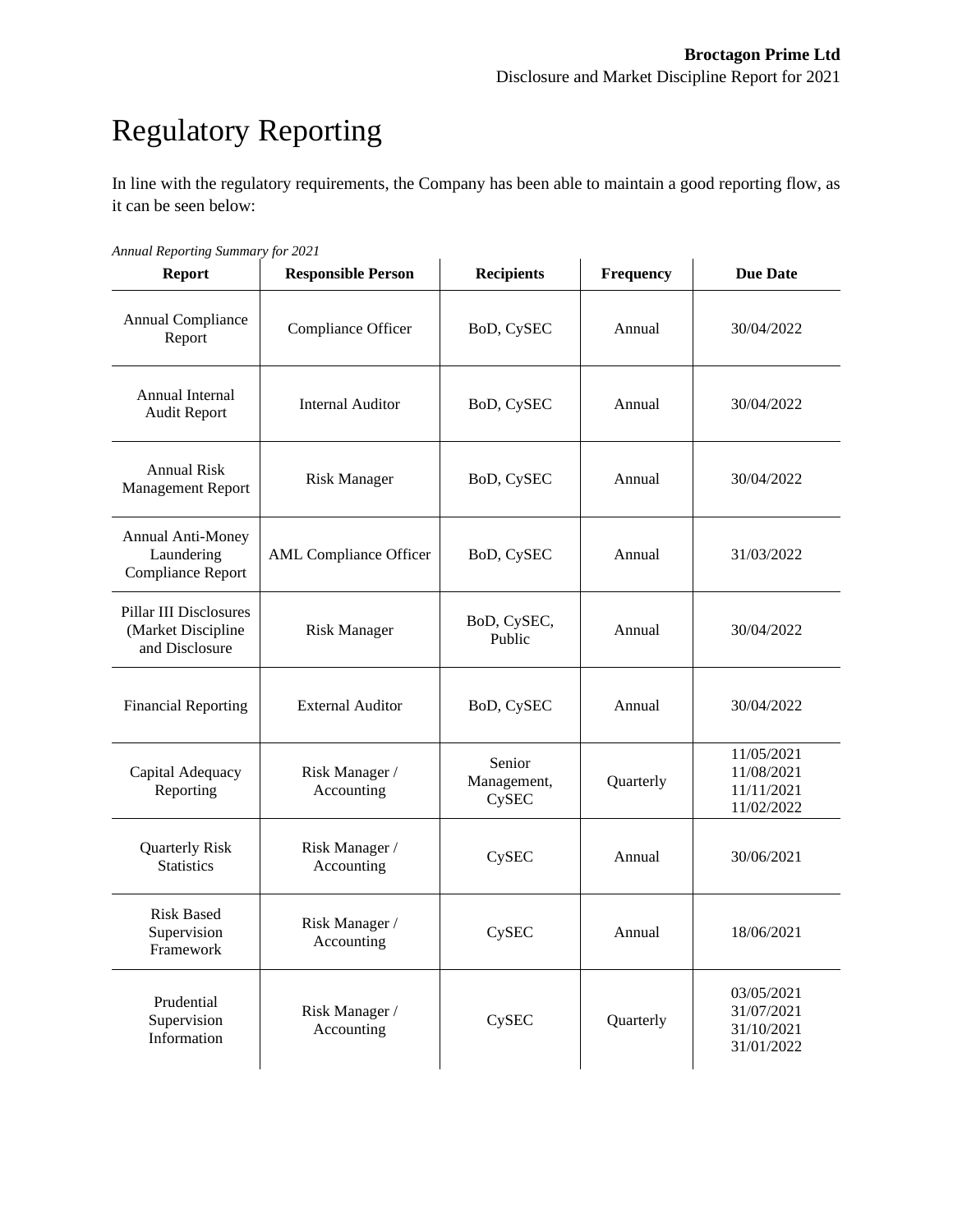# Regulatory Reporting

In line with the regulatory requirements, the Company has been able to maintain a good reporting flow, as it can be seen below:

*Annual Reporting Summary for 2021*

| Report | Responsible Person | Recipients | Frequency | Due Date |
|---|---|---|---|---|
| Annual Compliance Report | Compliance Officer | BoD, CySEC | Annual | 30/04/2022 |
| Annual Internal Audit Report | Internal Auditor | BoD, CySEC | Annual | 30/04/2022 |
| Annual Risk Management Report | Risk Manager | BoD, CySEC | Annual | 30/04/2022 |
| Annual Anti-Money Laundering Compliance Report | AML Compliance Officer | BoD, CySEC | Annual | 31/03/2022 |
| Pillar III Disclosures (Market Discipline and Disclosure | Risk Manager | BoD, CySEC, Public | Annual | 30/04/2022 |
| Financial Reporting | External Auditor | BoD, CySEC | Annual | 30/04/2022 |
| Capital Adequacy Reporting | Risk Manager / Accounting | Senior Management, CySEC | Quarterly | 11/05/2021<br>11/08/2021<br>11/11/2021<br>11/02/2022 |
| Quarterly Risk Statistics | Risk Manager / Accounting | CySEC | Annual | 30/06/2021 |
| Risk Based Supervision Framework | Risk Manager / Accounting | CySEC | Annual | 18/06/2021 |
| Prudential Supervision Information | Risk Manager / Accounting | CySEC | Quarterly | 03/05/2021<br>31/07/2021<br>31/10/2021<br>31/01/2022 |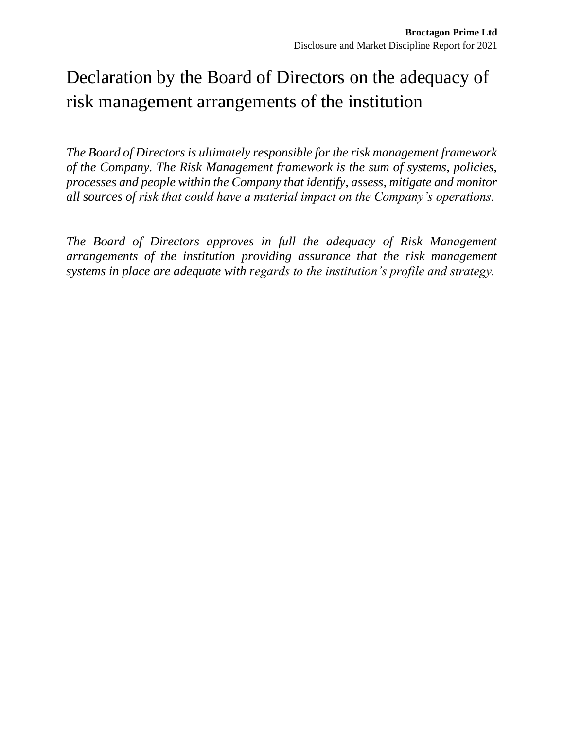# Declaration by the Board of Directors on the adequacy of risk management arrangements of the institution

*The Board of Directors is ultimately responsible for the risk management framework of the Company. The Risk Management framework is the sum of systems, policies, processes and people within the Company that identify, assess, mitigate and monitor all sources of risk that could have a material impact on the Company's operations.*

*The Board of Directors approves in full the adequacy of Risk Management arrangements of the institution providing assurance that the risk management systems in place are adequate with regards to the institution's profile and strategy.*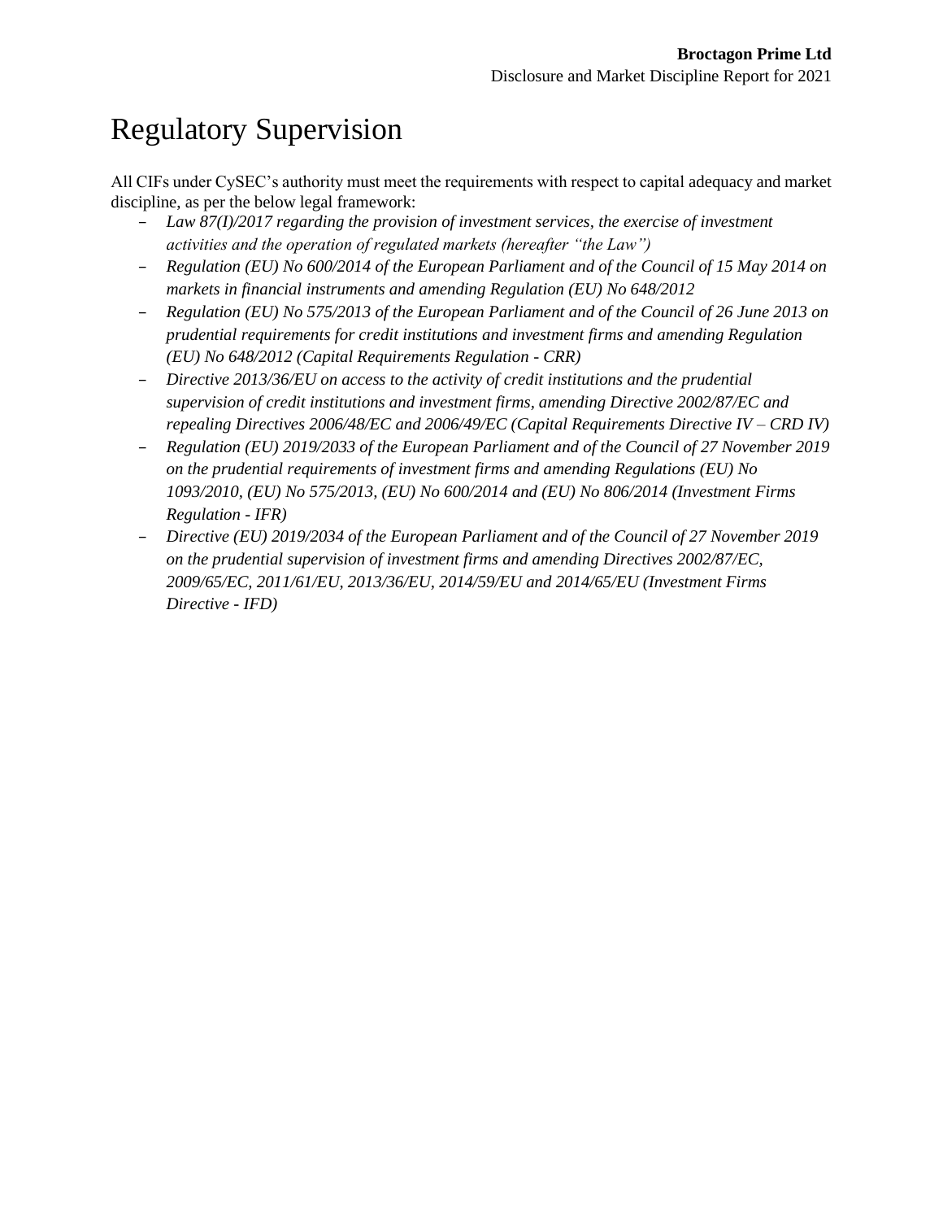# Regulatory Supervision

All CIFs under CySEC's authority must meet the requirements with respect to capital adequacy and market discipline, as per the below legal framework:

- *Law 87(I)/2017 regarding the provision of investment services, the exercise of investment activities and the operation of regulated markets (hereafter "the Law")*
- *Regulation (EU) No 600/2014 of the European Parliament and of the Council of 15 May 2014 on markets in financial instruments and amending Regulation (EU) No 648/2012*
- *Regulation (EU) No 575/2013 of the European Parliament and of the Council of 26 June 2013 on prudential requirements for credit institutions and investment firms and amending Regulation (EU) No 648/2012 (Capital Requirements Regulation - CRR)*
- *Directive 2013/36/EU on access to the activity of credit institutions and the prudential supervision of credit institutions and investment firms, amending Directive 2002/87/EC and repealing Directives 2006/48/EC and 2006/49/EC (Capital Requirements Directive IV – CRD IV)*
- *Regulation (EU) 2019/2033 of the European Parliament and of the Council of 27 November 2019 on the prudential requirements of investment firms and amending Regulations (EU) No 1093/2010, (EU) No 575/2013, (EU) No 600/2014 and (EU) No 806/2014 (Investment Firms Regulation - IFR)*
- *Directive (EU) 2019/2034 of the European Parliament and of the Council of 27 November 2019 on the prudential supervision of investment firms and amending Directives 2002/87/EC, 2009/65/EC, 2011/61/EU, 2013/36/EU, 2014/59/EU and 2014/65/EU (Investment Firms Directive - IFD)*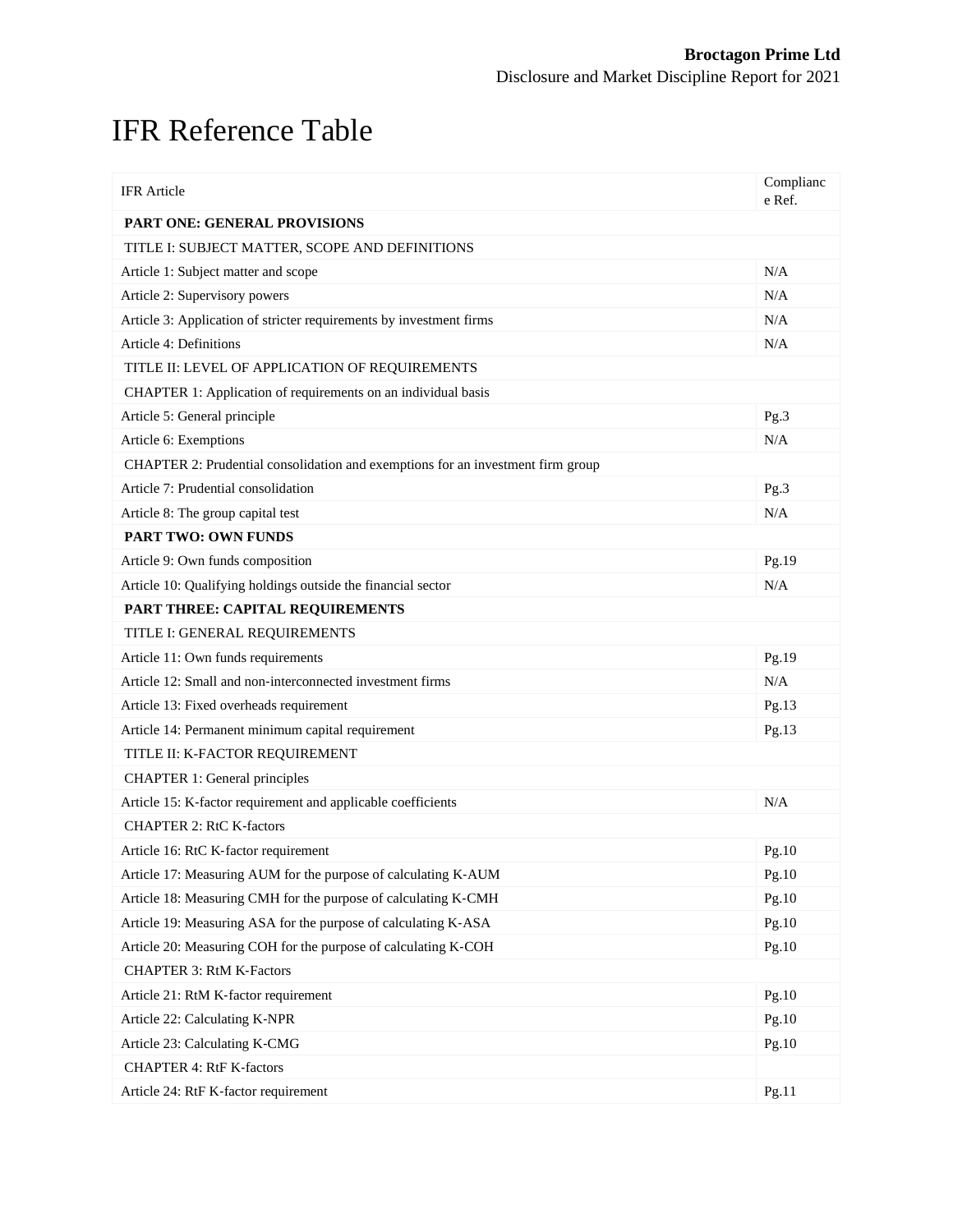# IFR Reference Table

| IFR Article | Compliance Ref. |
|---|---|
| **PART ONE: GENERAL PROVISIONS** | |
| TITLE I: SUBJECT MATTER, SCOPE AND DEFINITIONS | |
| Article 1: Subject matter and scope | N/A |
| Article 2: Supervisory powers | N/A |
| Article 3: Application of stricter requirements by investment firms | N/A |
| Article 4: Definitions | N/A |
| TITLE II: LEVEL OF APPLICATION OF REQUIREMENTS | |
| CHAPTER 1: Application of requirements on an individual basis | |
| Article 5: General principle | Pg.3 |
| Article 6: Exemptions | N/A |
| CHAPTER 2: Prudential consolidation and exemptions for an investment firm group | |
| Article 7: Prudential consolidation | Pg.3 |
| Article 8: The group capital test | N/A |
| **PART TWO: OWN FUNDS** | |
| Article 9: Own funds composition | Pg.19 |
| Article 10: Qualifying holdings outside the financial sector | N/A |
| **PART THREE: CAPITAL REQUIREMENTS** | |
| TITLE I: GENERAL REQUIREMENTS | |
| Article 11: Own funds requirements | Pg.19 |
| Article 12: Small and non-interconnected investment firms | N/A |
| Article 13: Fixed overheads requirement | Pg.13 |
| Article 14: Permanent minimum capital requirement | Pg.13 |
| TITLE II: K-FACTOR REQUIREMENT | |
| CHAPTER 1: General principles | |
| Article 15: K-factor requirement and applicable coefficients | N/A |
| CHAPTER 2: RtC K-factors | |
| Article 16: RtC K-factor requirement | Pg.10 |
| Article 17: Measuring AUM for the purpose of calculating K-AUM | Pg.10 |
| Article 18: Measuring CMH for the purpose of calculating K-CMH | Pg.10 |
| Article 19: Measuring ASA for the purpose of calculating K-ASA | Pg.10 |
| Article 20: Measuring COH for the purpose of calculating K-COH | Pg.10 |
| CHAPTER 3: RtM K-Factors | |
| Article 21: RtM K-factor requirement | Pg.10 |
| Article 22: Calculating K-NPR | Pg.10 |
| Article 23: Calculating K-CMG | Pg.10 |
| CHAPTER 4: RtF K-factors | |
| Article 24: RtF K-factor requirement | Pg.11 |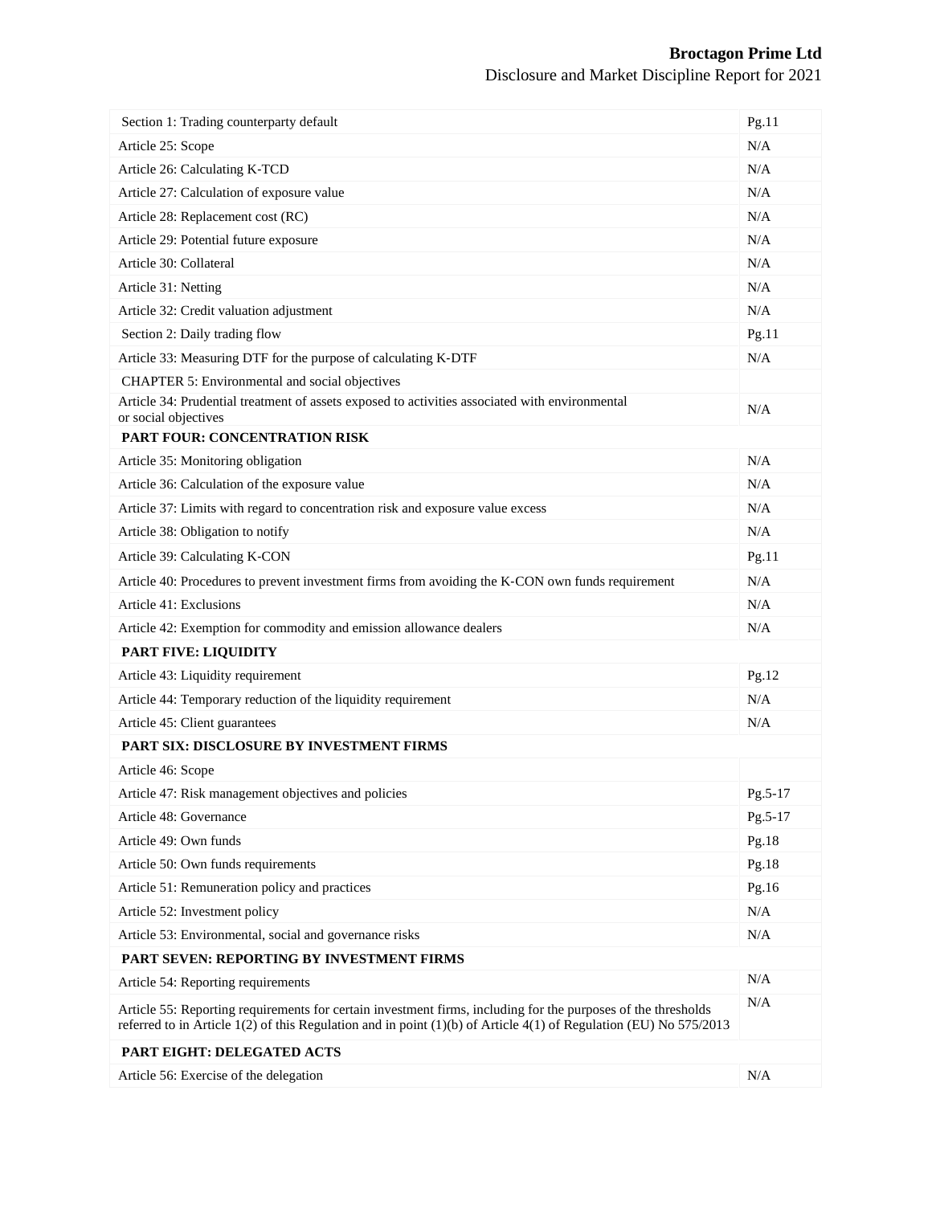| Section 1: Trading counterparty default | Pg.11 |
|---|---|
| Article 25: Scope | N/A |
| Article 26: Calculating K-TCD | N/A |
| Article 27: Calculation of exposure value | N/A |
| Article 28: Replacement cost (RC) | N/A |
| Article 29: Potential future exposure | N/A |
| Article 30: Collateral | N/A |
| Article 31: Netting | N/A |
| Article 32: Credit valuation adjustment | N/A |
| Section 2: Daily trading flow | Pg.11 |
| Article 33: Measuring DTF for the purpose of calculating K-DTF | N/A |
| CHAPTER 5: Environmental and social objectives | |
| Article 34: Prudential treatment of assets exposed to activities associated with environmental or social objectives | N/A |
| **PART FOUR: CONCENTRATION RISK** | |
| Article 35: Monitoring obligation | N/A |
| Article 36: Calculation of the exposure value | N/A |
| Article 37: Limits with regard to concentration risk and exposure value excess | N/A |
| Article 38: Obligation to notify | N/A |
| Article 39: Calculating K-CON | Pg.11 |
| Article 40: Procedures to prevent investment firms from avoiding the K-CON own funds requirement | N/A |
| Article 41: Exclusions | N/A |
| Article 42: Exemption for commodity and emission allowance dealers | N/A |
| **PART FIVE: LIQUIDITY** | |
| Article 43: Liquidity requirement | Pg.12 |
| Article 44: Temporary reduction of the liquidity requirement | N/A |
| Article 45: Client guarantees | N/A |
| **PART SIX: DISCLOSURE BY INVESTMENT FIRMS** | |
| Article 46: Scope | |
| Article 47: Risk management objectives and policies | Pg.5-17 |
| Article 48: Governance | Pg.5-17 |
| Article 49: Own funds | Pg.18 |
| Article 50: Own funds requirements | Pg.18 |
| Article 51: Remuneration policy and practices | Pg.16 |
| Article 52: Investment policy | N/A |
| Article 53: Environmental, social and governance risks | N/A |
| **PART SEVEN: REPORTING BY INVESTMENT FIRMS** | |
| Article 54: Reporting requirements | N/A |
| Article 55: Reporting requirements for certain investment firms, including for the purposes of the thresholds referred to in Article 1(2) of this Regulation and in point (1)(b) of Article 4(1) of Regulation (EU) No 575/2013 | N/A |
| **PART EIGHT: DELEGATED ACTS** | |
| Article 56: Exercise of the delegation | N/A |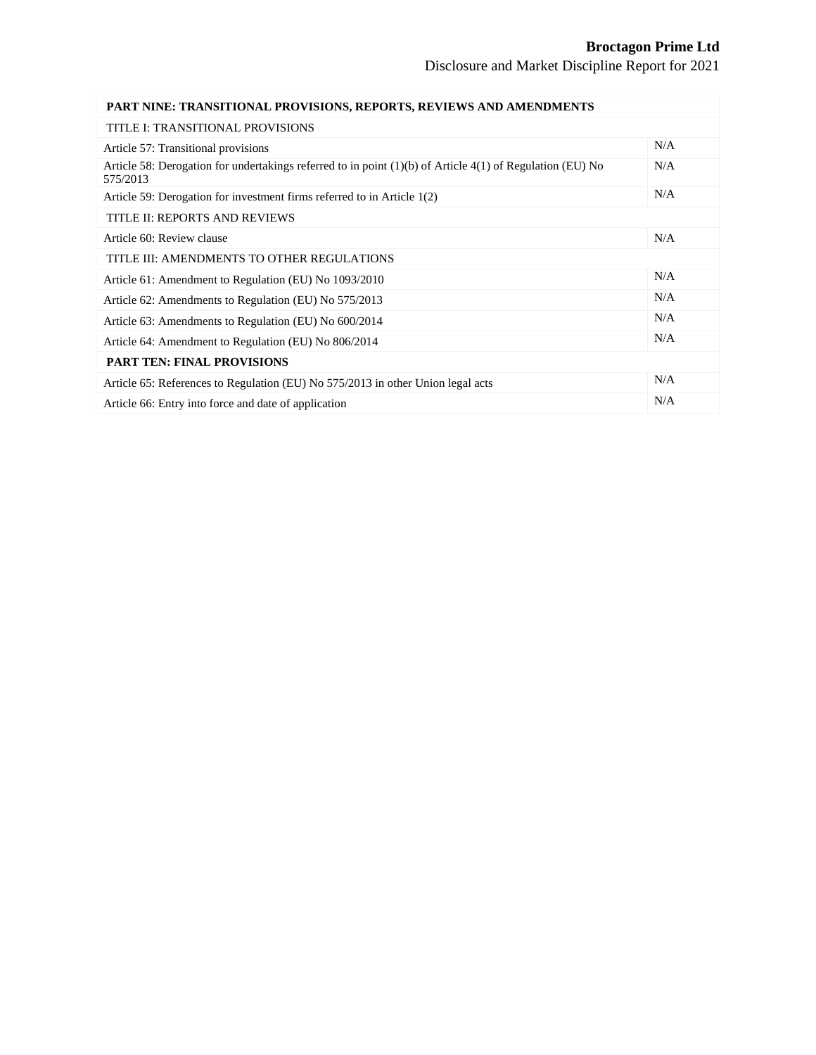| | |
|---|---|
| **PART NINE: TRANSITIONAL PROVISIONS, REPORTS, REVIEWS AND AMENDMENTS** | |
| TITLE I: TRANSITIONAL PROVISIONS | |
| Article 57: Transitional provisions | N/A |
| Article 58: Derogation for undertakings referred to in point (1)(b) of Article 4(1) of Regulation (EU) No 575/2013 | N/A |
| Article 59: Derogation for investment firms referred to in Article 1(2) | N/A |
| TITLE II: REPORTS AND REVIEWS | |
| Article 60: Review clause | N/A |
| TITLE III: AMENDMENTS TO OTHER REGULATIONS | |
| Article 61: Amendment to Regulation (EU) No 1093/2010 | N/A |
| Article 62: Amendments to Regulation (EU) No 575/2013 | N/A |
| Article 63: Amendments to Regulation (EU) No 600/2014 | N/A |
| Article 64: Amendment to Regulation (EU) No 806/2014 | N/A |
| **PART TEN: FINAL PROVISIONS** | |
| Article 65: References to Regulation (EU) No 575/2013 in other Union legal acts | N/A |
| Article 66: Entry into force and date of application | N/A |